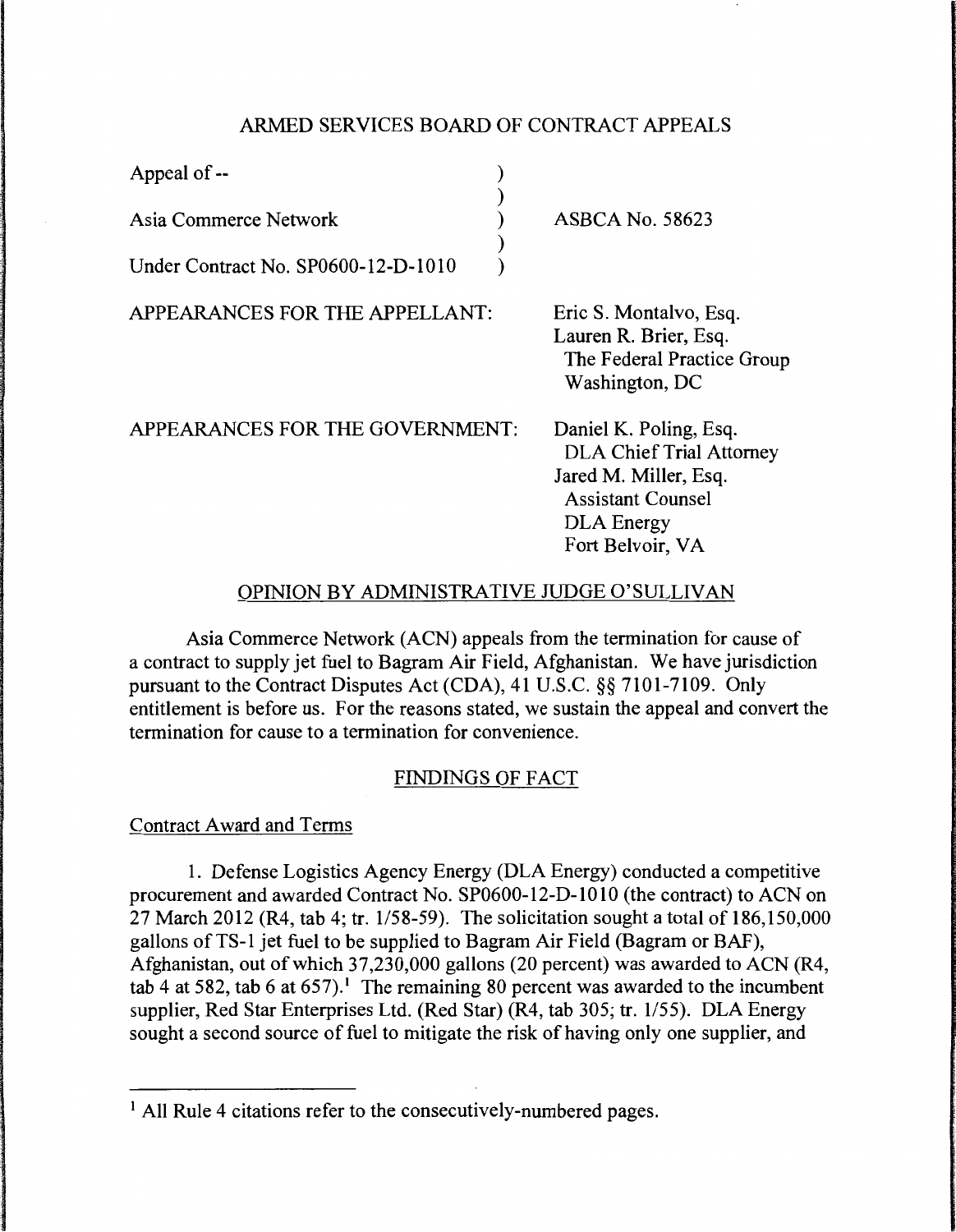## ARMED SERVICES BOARD OF CONTRACT APPEALS

| | |
|---|---|
| Appeal of -- | |
| Asia Commerce Network | ASBCA No. 58623 |
| Under Contract No. SP0600-12-D-1010 | |

APPEARANCES FOR THE APPELLANT:

Eric S. Montalvo, Esq.
Lauren R. Brier, Esq.
The Federal Practice Group
Washington, DC

APPEARANCES FOR THE GOVERNMENT:

Daniel K. Poling, Esq.
DLA Chief Trial Attorney
Jared M. Miller, Esq.
Assistant Counsel
DLA Energy
Fort Belvoir, VA

### OPINION BY ADMINISTRATIVE JUDGE O'SULLIVAN

Asia Commerce Network (ACN) appeals from the termination for cause of a contract to supply jet fuel to Bagram Air Field, Afghanistan. We have jurisdiction pursuant to the Contract Disputes Act (CDA), 41 U.S.C. §§ 7101-7109. Only entitlement is before us. For the reasons stated, we sustain the appeal and convert the termination for cause to a termination for convenience.

### FINDINGS OF FACT

#### Contract Award and Terms

1. Defense Logistics Agency Energy (DLA Energy) conducted a competitive procurement and awarded Contract No. SP0600-12-D-1010 (the contract) to ACN on 27 March 2012 (R4, tab 4; tr. 1/58-59). The solicitation sought a total of 186,150,000 gallons of TS-1 jet fuel to be supplied to Bagram Air Field (Bagram or BAF), Afghanistan, out of which 37,230,000 gallons (20 percent) was awarded to ACN (R4, tab 4 at 582, tab 6 at 657).[1] The remaining 80 percent was awarded to the incumbent supplier, Red Star Enterprises Ltd. (Red Star) (R4, tab 305; tr. 1/55). DLA Energy sought a second source of fuel to mitigate the risk of having only one supplier, and

[1] All Rule 4 citations refer to the consecutively-numbered pages.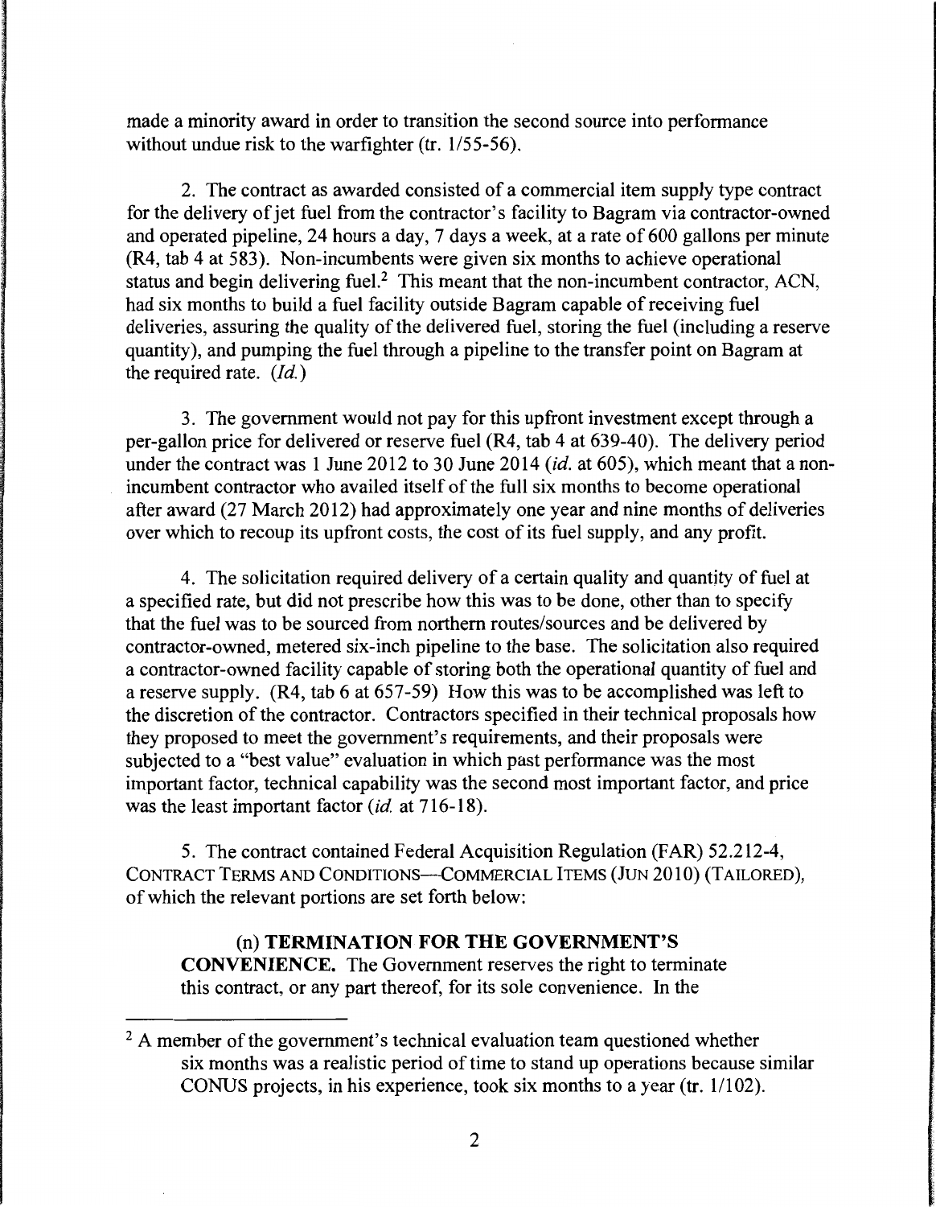made a minority award in order to transition the second source into performance without undue risk to the warfighter (tr. 1/55-56).

2. The contract as awarded consisted of a commercial item supply type contract for the delivery of jet fuel from the contractor's facility to Bagram via contractor-owned and operated pipeline, 24 hours a day, 7 days a week, at a rate of 600 gallons per minute (R4, tab 4 at 583). Non-incumbents were given six months to achieve operational status and begin delivering fuel.[2] This meant that the non-incumbent contractor, ACN, had six months to build a fuel facility outside Bagram capable of receiving fuel deliveries, assuring the quality of the delivered fuel, storing the fuel (including a reserve quantity), and pumping the fuel through a pipeline to the transfer point on Bagram at the required rate. (*Id.*)

3. The government would not pay for this upfront investment except through a per-gallon price for delivered or reserve fuel (R4, tab 4 at 639-40). The delivery period under the contract was 1 June 2012 to 30 June 2014 (*id.* at 605), which meant that a non-incumbent contractor who availed itself of the full six months to become operational after award (27 March 2012) had approximately one year and nine months of deliveries over which to recoup its upfront costs, the cost of its fuel supply, and any profit.

4. The solicitation required delivery of a certain quality and quantity of fuel at a specified rate, but did not prescribe how this was to be done, other than to specify that the fuel was to be sourced from northern routes/sources and be delivered by contractor-owned, metered six-inch pipeline to the base. The solicitation also required a contractor-owned facility capable of storing both the operational quantity of fuel and a reserve supply. (R4, tab 6 at 657-59) How this was to be accomplished was left to the discretion of the contractor. Contractors specified in their technical proposals how they proposed to meet the government's requirements, and their proposals were subjected to a "best value" evaluation in which past performance was the most important factor, technical capability was the second most important factor, and price was the least important factor (*id.* at 716-18).

5. The contract contained Federal Acquisition Regulation (FAR) 52.212-4, CONTRACT TERMS AND CONDITIONS—COMMERCIAL ITEMS (JUN 2010) (TAILORED), of which the relevant portions are set forth below:

> (n) **TERMINATION FOR THE GOVERNMENT'S CONVENIENCE.** The Government reserves the right to terminate this contract, or any part thereof, for its sole convenience. In the

[2] A member of the government's technical evaluation team questioned whether six months was a realistic period of time to stand up operations because similar CONUS projects, in his experience, took six months to a year (tr. 1/102).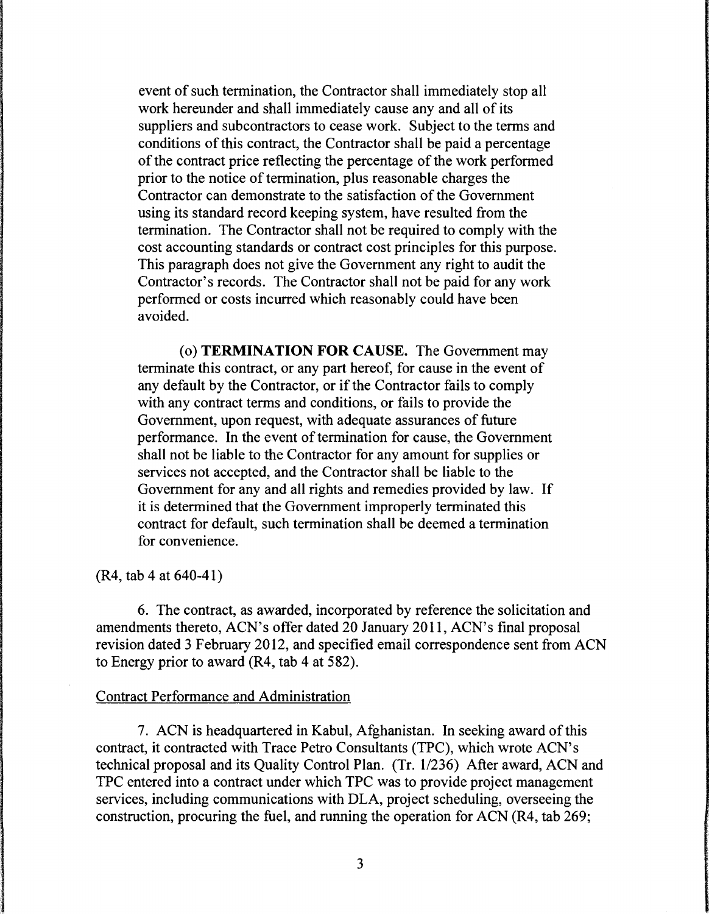event of such termination, the Contractor shall immediately stop all work hereunder and shall immediately cause any and all of its suppliers and subcontractors to cease work. Subject to the terms and conditions of this contract, the Contractor shall be paid a percentage of the contract price reflecting the percentage of the work performed prior to the notice of termination, plus reasonable charges the Contractor can demonstrate to the satisfaction of the Government using its standard record keeping system, have resulted from the termination. The Contractor shall not be required to comply with the cost accounting standards or contract cost principles for this purpose. This paragraph does not give the Government any right to audit the Contractor's records. The Contractor shall not be paid for any work performed or costs incurred which reasonably could have been avoided.

(o) **TERMINATION FOR CAUSE.** The Government may terminate this contract, or any part hereof, for cause in the event of any default by the Contractor, or if the Contractor fails to comply with any contract terms and conditions, or fails to provide the Government, upon request, with adequate assurances of future performance. In the event of termination for cause, the Government shall not be liable to the Contractor for any amount for supplies or services not accepted, and the Contractor shall be liable to the Government for any and all rights and remedies provided by law. If it is determined that the Government improperly terminated this contract for default, such termination shall be deemed a termination for convenience.

(R4, tab 4 at 640-41)

6. The contract, as awarded, incorporated by reference the solicitation and amendments thereto, ACN's offer dated 20 January 2011, ACN's final proposal revision dated 3 February 2012, and specified email correspondence sent from ACN to Energy prior to award (R4, tab 4 at 582).

Contract Performance and Administration

7. ACN is headquartered in Kabul, Afghanistan. In seeking award of this contract, it contracted with Trace Petro Consultants (TPC), which wrote ACN's technical proposal and its Quality Control Plan. (Tr. 1/236) After award, ACN and TPC entered into a contract under which TPC was to provide project management services, including communications with DLA, project scheduling, overseeing the construction, procuring the fuel, and running the operation for ACN (R4, tab 269;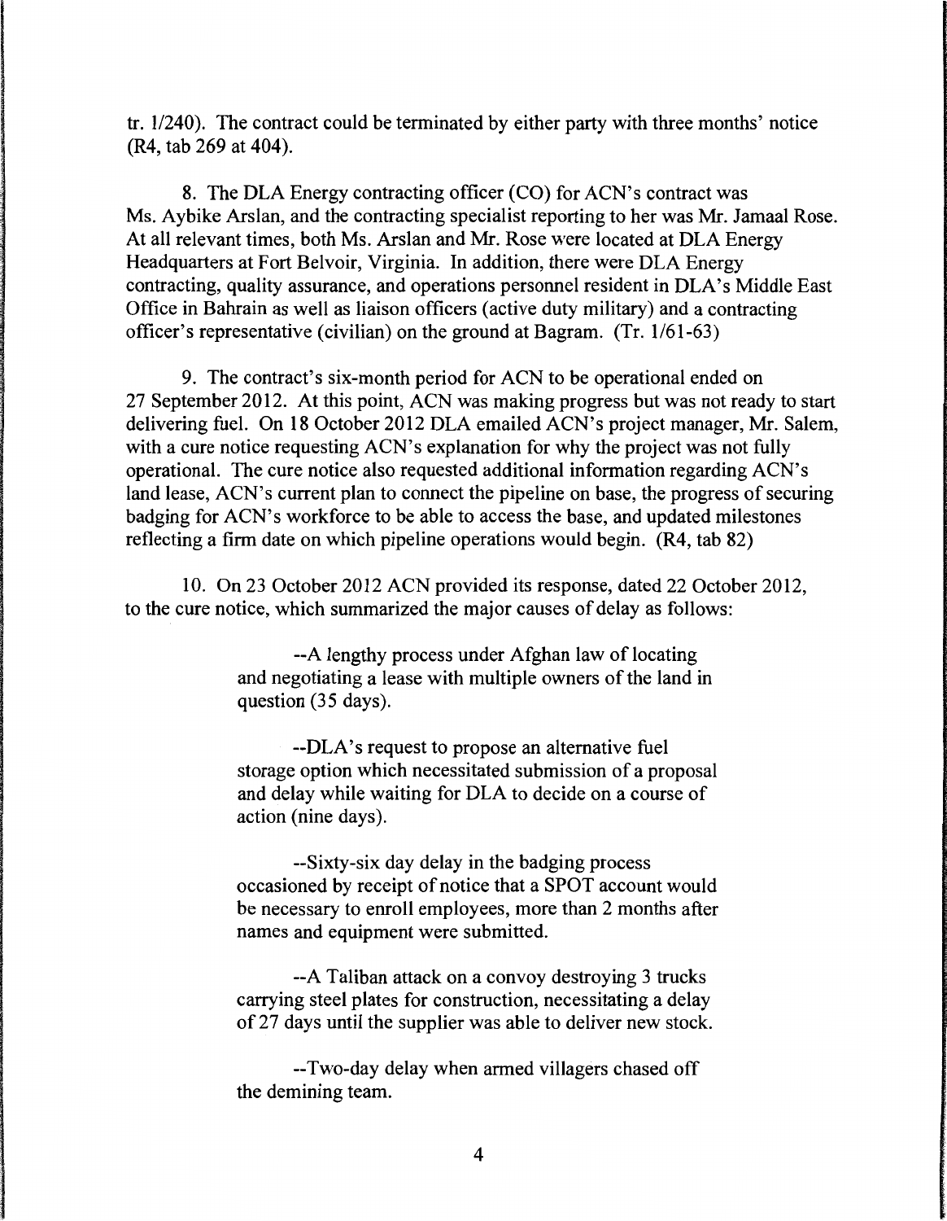tr. 1/240). The contract could be terminated by either party with three months' notice (R4, tab 269 at 404).

8. The DLA Energy contracting officer (CO) for ACN's contract was Ms. Aybike Arslan, and the contracting specialist reporting to her was Mr. Jamaal Rose. At all relevant times, both Ms. Arslan and Mr. Rose were located at DLA Energy Headquarters at Fort Belvoir, Virginia. In addition, there were DLA Energy contracting, quality assurance, and operations personnel resident in DLA's Middle East Office in Bahrain as well as liaison officers (active duty military) and a contracting officer's representative (civilian) on the ground at Bagram. (Tr. 1/61-63)

9. The contract's six-month period for ACN to be operational ended on 27 September 2012. At this point, ACN was making progress but was not ready to start delivering fuel. On 18 October 2012 DLA emailed ACN's project manager, Mr. Salem, with a cure notice requesting ACN's explanation for why the project was not fully operational. The cure notice also requested additional information regarding ACN's land lease, ACN's current plan to connect the pipeline on base, the progress of securing badging for ACN's workforce to be able to access the base, and updated milestones reflecting a firm date on which pipeline operations would begin. (R4, tab 82)

10. On 23 October 2012 ACN provided its response, dated 22 October 2012, to the cure notice, which summarized the major causes of delay as follows:

> --A lengthy process under Afghan law of locating and negotiating a lease with multiple owners of the land in question (35 days).
>
> --DLA's request to propose an alternative fuel storage option which necessitated submission of a proposal and delay while waiting for DLA to decide on a course of action (nine days).
>
> --Sixty-six day delay in the badging process occasioned by receipt of notice that a SPOT account would be necessary to enroll employees, more than 2 months after names and equipment were submitted.
>
> --A Taliban attack on a convoy destroying 3 trucks carrying steel plates for construction, necessitating a delay of 27 days until the supplier was able to deliver new stock.
>
> --Two-day delay when armed villagers chased off the demining team.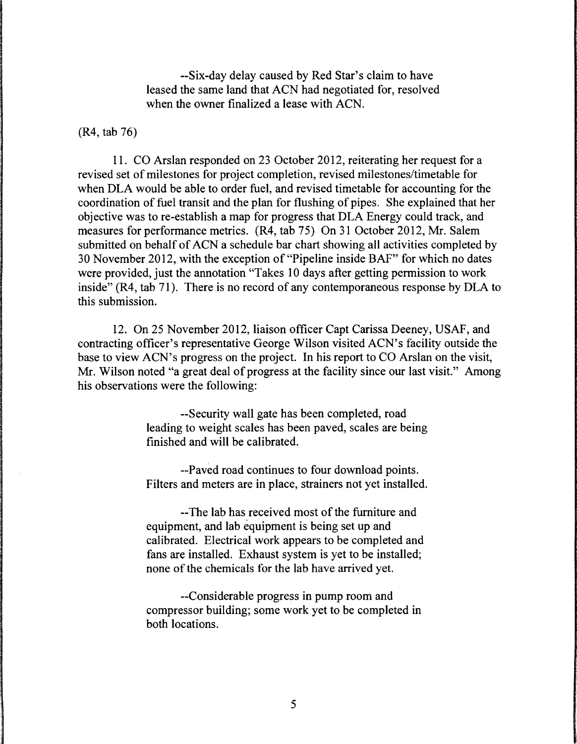--Six-day delay caused by Red Star's claim to have leased the same land that ACN had negotiated for, resolved when the owner finalized a lease with ACN.

(R4, tab 76)

11. CO Arslan responded on 23 October 2012, reiterating her request for a revised set of milestones for project completion, revised milestones/timetable for when DLA would be able to order fuel, and revised timetable for accounting for the coordination of fuel transit and the plan for flushing of pipes. She explained that her objective was to re-establish a map for progress that DLA Energy could track, and measures for performance metrics. (R4, tab 75) On 31 October 2012, Mr. Salem submitted on behalf of ACN a schedule bar chart showing all activities completed by 30 November 2012, with the exception of "Pipeline inside BAF" for which no dates were provided, just the annotation "Takes 10 days after getting permission to work inside" (R4, tab 71). There is no record of any contemporaneous response by DLA to this submission.

12. On 25 November 2012, liaison officer Capt Carissa Deeney, USAF, and contracting officer's representative George Wilson visited ACN's facility outside the base to view ACN's progress on the project. In his report to CO Arslan on the visit, Mr. Wilson noted "a great deal of progress at the facility since our last visit." Among his observations were the following:

> --Security wall gate has been completed, road leading to weight scales has been paved, scales are being finished and will be calibrated.
>
> --Paved road continues to four download points. Filters and meters are in place, strainers not yet installed.
>
> --The lab has received most of the furniture and equipment, and lab equipment is being set up and calibrated. Electrical work appears to be completed and fans are installed. Exhaust system is yet to be installed; none of the chemicals for the lab have arrived yet.
>
> --Considerable progress in pump room and compressor building; some work yet to be completed in both locations.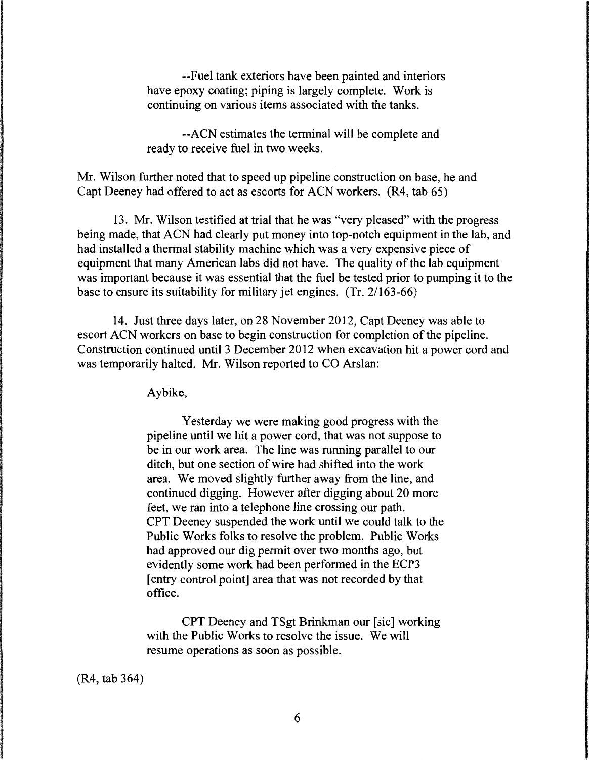--Fuel tank exteriors have been painted and interiors have epoxy coating; piping is largely complete. Work is continuing on various items associated with the tanks.

--ACN estimates the terminal will be complete and ready to receive fuel in two weeks.

Mr. Wilson further noted that to speed up pipeline construction on base, he and Capt Deeney had offered to act as escorts for ACN workers. (R4, tab 65)

13. Mr. Wilson testified at trial that he was "very pleased" with the progress being made, that ACN had clearly put money into top-notch equipment in the lab, and had installed a thermal stability machine which was a very expensive piece of equipment that many American labs did not have. The quality of the lab equipment was important because it was essential that the fuel be tested prior to pumping it to the base to ensure its suitability for military jet engines. (Tr. 2/163-66)

14. Just three days later, on 28 November 2012, Capt Deeney was able to escort ACN workers on base to begin construction for completion of the pipeline. Construction continued until 3 December 2012 when excavation hit a power cord and was temporarily halted. Mr. Wilson reported to CO Arslan:

> Aybike,
>
> Yesterday we were making good progress with the pipeline until we hit a power cord, that was not suppose to be in our work area. The line was running parallel to our ditch, but one section of wire had shifted into the work area. We moved slightly further away from the line, and continued digging. However after digging about 20 more feet, we ran into a telephone line crossing our path. CPT Deeney suspended the work until we could talk to the Public Works folks to resolve the problem. Public Works had approved our dig permit over two months ago, but evidently some work had been performed in the ECP3 [entry control point] area that was not recorded by that office.
>
> CPT Deeney and TSgt Brinkman our [sic] working with the Public Works to resolve the issue. We will resume operations as soon as possible.

(R4, tab 364)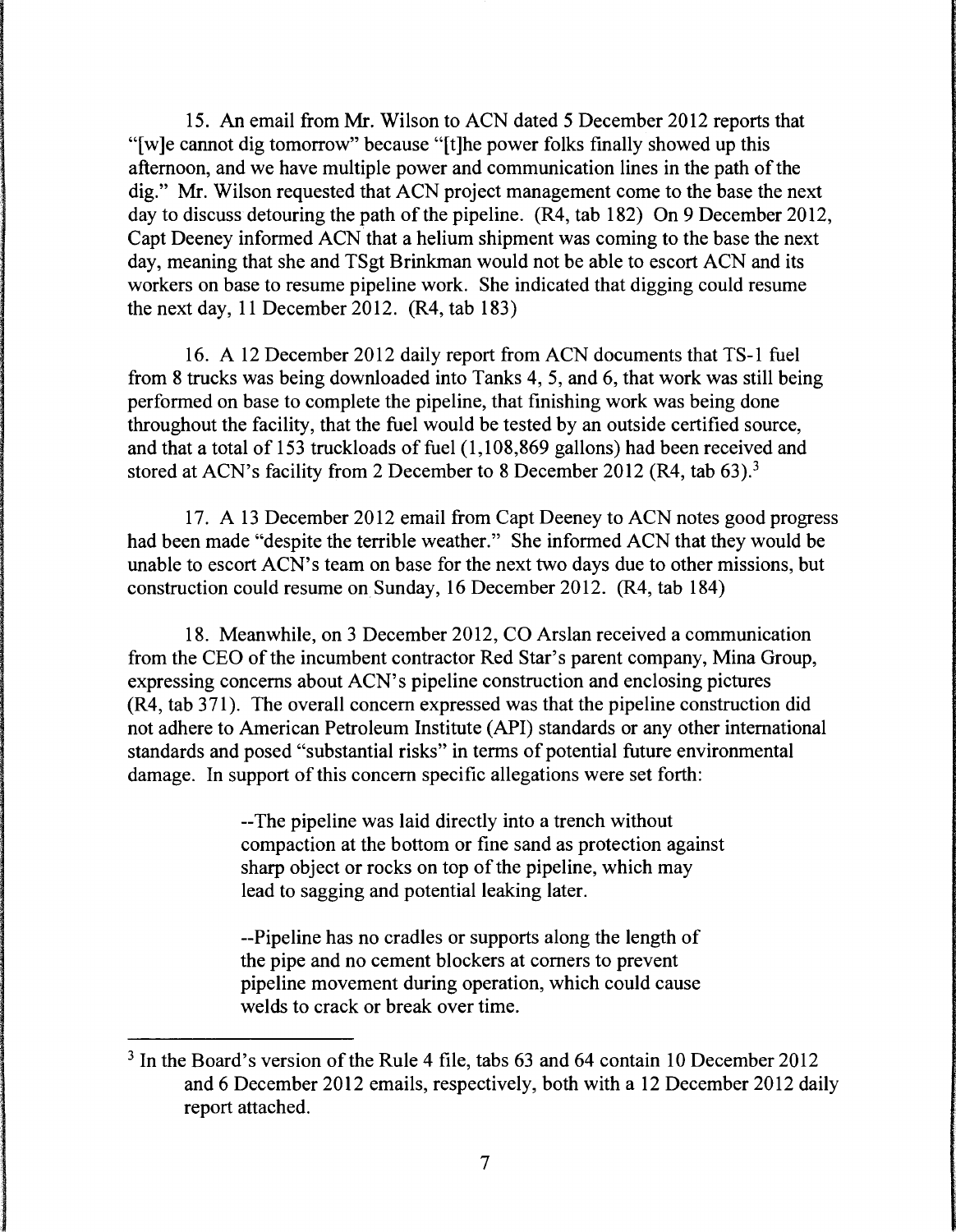15. An email from Mr. Wilson to ACN dated 5 December 2012 reports that "[w]e cannot dig tomorrow" because "[t]he power folks finally showed up this afternoon, and we have multiple power and communication lines in the path of the dig." Mr. Wilson requested that ACN project management come to the base the next day to discuss detouring the path of the pipeline. (R4, tab 182) On 9 December 2012, Capt Deeney informed ACN that a helium shipment was coming to the base the next day, meaning that she and TSgt Brinkman would not be able to escort ACN and its workers on base to resume pipeline work. She indicated that digging could resume the next day, 11 December 2012. (R4, tab 183)

16. A 12 December 2012 daily report from ACN documents that TS-1 fuel from 8 trucks was being downloaded into Tanks 4, 5, and 6, that work was still being performed on base to complete the pipeline, that finishing work was being done throughout the facility, that the fuel would be tested by an outside certified source, and that a total of 153 truckloads of fuel (1,108,869 gallons) had been received and stored at ACN's facility from 2 December to 8 December 2012 (R4, tab 63).[3]

17. A 13 December 2012 email from Capt Deeney to ACN notes good progress had been made "despite the terrible weather." She informed ACN that they would be unable to escort ACN's team on base for the next two days due to other missions, but construction could resume on Sunday, 16 December 2012. (R4, tab 184)

18. Meanwhile, on 3 December 2012, CO Arslan received a communication from the CEO of the incumbent contractor Red Star's parent company, Mina Group, expressing concerns about ACN's pipeline construction and enclosing pictures (R4, tab 371). The overall concern expressed was that the pipeline construction did not adhere to American Petroleum Institute (API) standards or any other international standards and posed "substantial risks" in terms of potential future environmental damage. In support of this concern specific allegations were set forth:

> --The pipeline was laid directly into a trench without compaction at the bottom or fine sand as protection against sharp object or rocks on top of the pipeline, which may lead to sagging and potential leaking later.
>
> --Pipeline has no cradles or supports along the length of the pipe and no cement blockers at corners to prevent pipeline movement during operation, which could cause welds to crack or break over time.

[3] In the Board's version of the Rule 4 file, tabs 63 and 64 contain 10 December 2012 and 6 December 2012 emails, respectively, both with a 12 December 2012 daily report attached.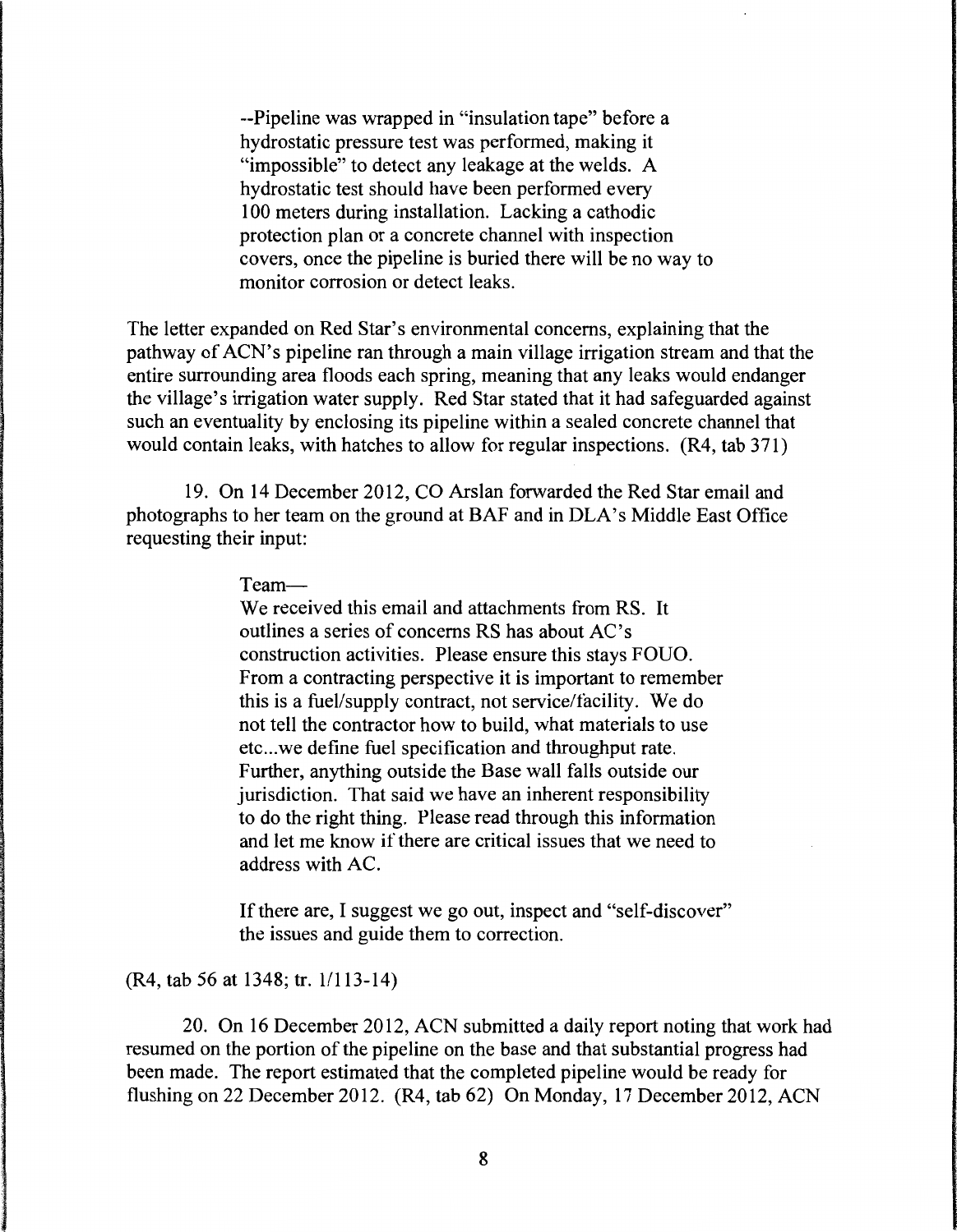> --Pipeline was wrapped in "insulation tape" before a hydrostatic pressure test was performed, making it "impossible" to detect any leakage at the welds. A hydrostatic test should have been performed every 100 meters during installation. Lacking a cathodic protection plan or a concrete channel with inspection covers, once the pipeline is buried there will be no way to monitor corrosion or detect leaks.

The letter expanded on Red Star's environmental concerns, explaining that the pathway of ACN's pipeline ran through a main village irrigation stream and that the entire surrounding area floods each spring, meaning that any leaks would endanger the village's irrigation water supply. Red Star stated that it had safeguarded against such an eventuality by enclosing its pipeline within a sealed concrete channel that would contain leaks, with hatches to allow for regular inspections. (R4, tab 371)

19. On 14 December 2012, CO Arslan forwarded the Red Star email and photographs to her team on the ground at BAF and in DLA's Middle East Office requesting their input:

> Team—
>
> We received this email and attachments from RS. It outlines a series of concerns RS has about AC's construction activities. Please ensure this stays FOUO. From a contracting perspective it is important to remember this is a fuel/supply contract, not service/facility. We do not tell the contractor how to build, what materials to use etc...we define fuel specification and throughput rate. Further, anything outside the Base wall falls outside our jurisdiction. That said we have an inherent responsibility to do the right thing. Please read through this information and let me know if there are critical issues that we need to address with AC.
>
> If there are, I suggest we go out, inspect and "self-discover" the issues and guide them to correction.

(R4, tab 56 at 1348; tr. 1/113-14)

20. On 16 December 2012, ACN submitted a daily report noting that work had resumed on the portion of the pipeline on the base and that substantial progress had been made. The report estimated that the completed pipeline would be ready for flushing on 22 December 2012. (R4, tab 62) On Monday, 17 December 2012, ACN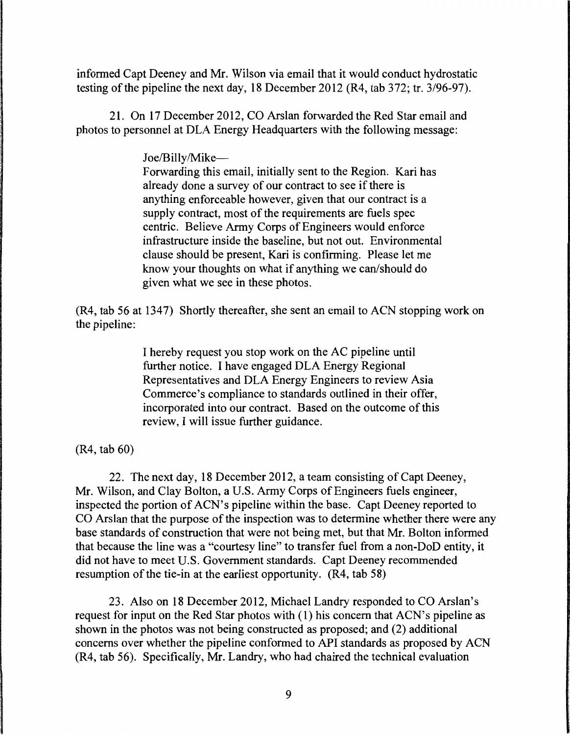informed Capt Deeney and Mr. Wilson via email that it would conduct hydrostatic testing of the pipeline the next day, 18 December 2012 (R4, tab 372; tr. 3/96-97).

21. On 17 December 2012, CO Arslan forwarded the Red Star email and photos to personnel at DLA Energy Headquarters with the following message:

> Joe/Billy/Mike—
> Forwarding this email, initially sent to the Region. Kari has already done a survey of our contract to see if there is anything enforceable however, given that our contract is a supply contract, most of the requirements are fuels spec centric. Believe Army Corps of Engineers would enforce infrastructure inside the baseline, but not out. Environmental clause should be present, Kari is confirming. Please let me know your thoughts on what if anything we can/should do given what we see in these photos.

(R4, tab 56 at 1347) Shortly thereafter, she sent an email to ACN stopping work on the pipeline:

> I hereby request you stop work on the AC pipeline until further notice. I have engaged DLA Energy Regional Representatives and DLA Energy Engineers to review Asia Commerce's compliance to standards outlined in their offer, incorporated into our contract. Based on the outcome of this review, I will issue further guidance.

(R4, tab 60)

22. The next day, 18 December 2012, a team consisting of Capt Deeney, Mr. Wilson, and Clay Bolton, a U.S. Army Corps of Engineers fuels engineer, inspected the portion of ACN's pipeline within the base. Capt Deeney reported to CO Arslan that the purpose of the inspection was to determine whether there were any base standards of construction that were not being met, but that Mr. Bolton informed that because the line was a "courtesy line" to transfer fuel from a non-DoD entity, it did not have to meet U.S. Government standards. Capt Deeney recommended resumption of the tie-in at the earliest opportunity. (R4, tab 58)

23. Also on 18 December 2012, Michael Landry responded to CO Arslan's request for input on the Red Star photos with (1) his concern that ACN's pipeline as shown in the photos was not being constructed as proposed; and (2) additional concerns over whether the pipeline conformed to API standards as proposed by ACN (R4, tab 56). Specifically, Mr. Landry, who had chaired the technical evaluation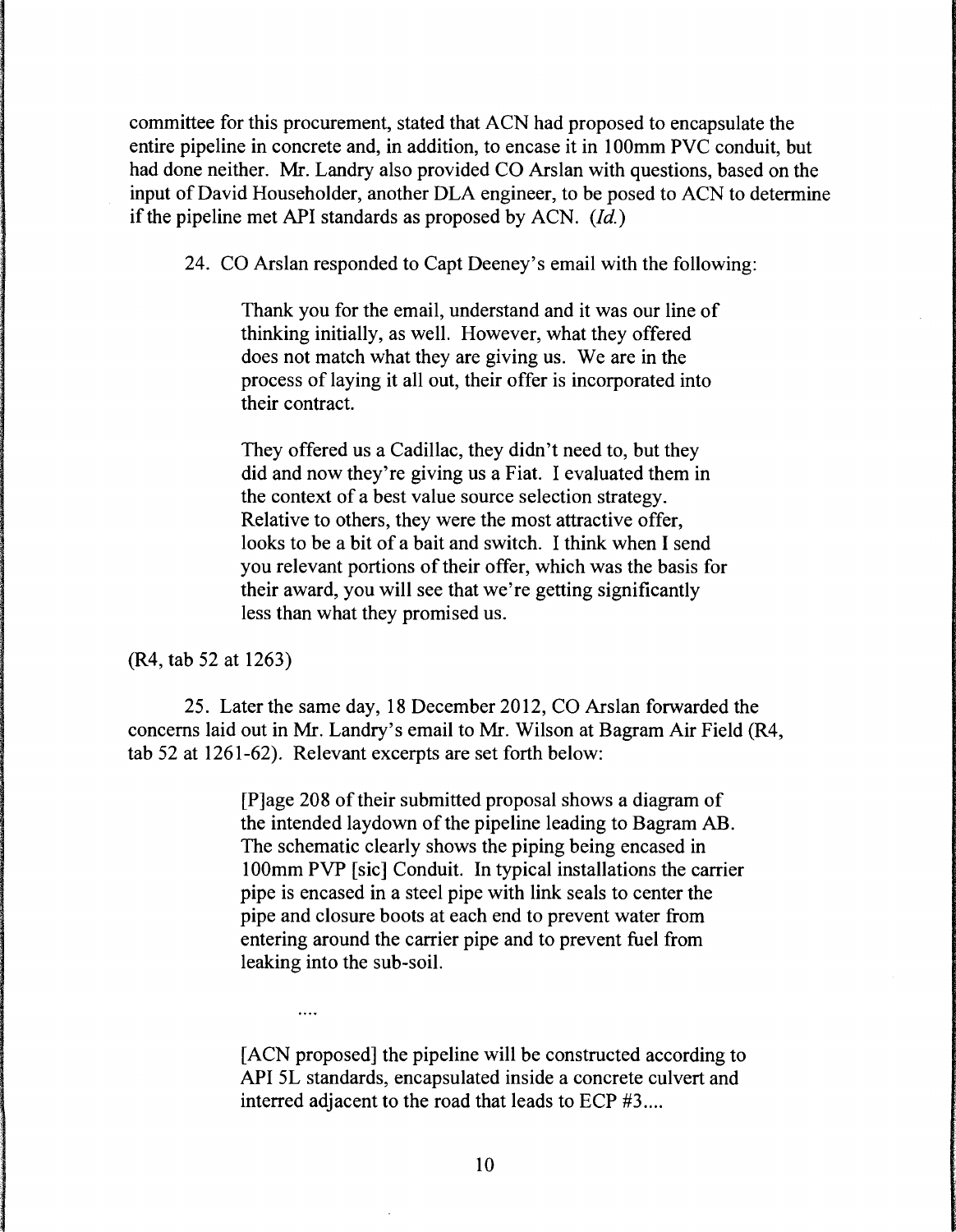committee for this procurement, stated that ACN had proposed to encapsulate the entire pipeline in concrete and, in addition, to encase it in 100mm PVC conduit, but had done neither. Mr. Landry also provided CO Arslan with questions, based on the input of David Householder, another DLA engineer, to be posed to ACN to determine if the pipeline met API standards as proposed by ACN. (*Id.*)

24. CO Arslan responded to Capt Deeney's email with the following:

> Thank you for the email, understand and it was our line of thinking initially, as well. However, what they offered does not match what they are giving us. We are in the process of laying it all out, their offer is incorporated into their contract.
>
> They offered us a Cadillac, they didn't need to, but they did and now they're giving us a Fiat. I evaluated them in the context of a best value source selection strategy. Relative to others, they were the most attractive offer, looks to be a bit of a bait and switch. I think when I send you relevant portions of their offer, which was the basis for their award, you will see that we're getting significantly less than what they promised us.

(R4, tab 52 at 1263)

25. Later the same day, 18 December 2012, CO Arslan forwarded the concerns laid out in Mr. Landry's email to Mr. Wilson at Bagram Air Field (R4, tab 52 at 1261-62). Relevant excerpts are set forth below:

> [P]age 208 of their submitted proposal shows a diagram of the intended laydown of the pipeline leading to Bagram AB. The schematic clearly shows the piping being encased in 100mm PVP [sic] Conduit. In typical installations the carrier pipe is encased in a steel pipe with link seals to center the pipe and closure boots at each end to prevent water from entering around the carrier pipe and to prevent fuel from leaking into the sub-soil.
>
> ....
>
> [ACN proposed] the pipeline will be constructed according to API 5L standards, encapsulated inside a concrete culvert and interred adjacent to the road that leads to ECP #3....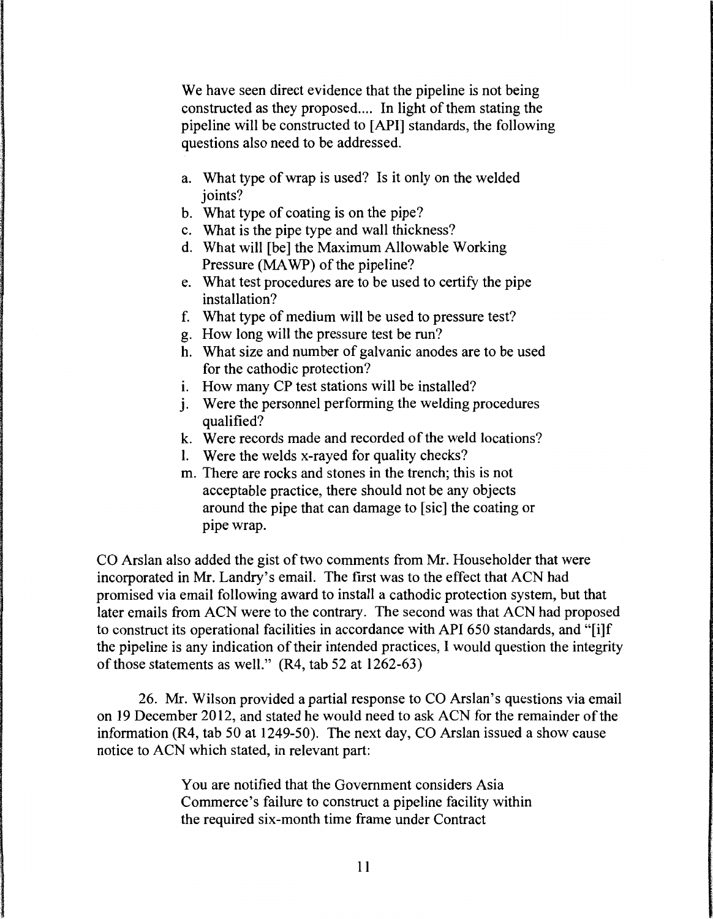> We have seen direct evidence that the pipeline is not being constructed as they proposed.... In light of them stating the pipeline will be constructed to [API] standards, the following questions also need to be addressed.
>
> a. What type of wrap is used? Is it only on the welded joints?
> b. What type of coating is on the pipe?
> c. What is the pipe type and wall thickness?
> d. What will [be] the Maximum Allowable Working Pressure (MAWP) of the pipeline?
> e. What test procedures are to be used to certify the pipe installation?
> f. What type of medium will be used to pressure test?
> g. How long will the pressure test be run?
> h. What size and number of galvanic anodes are to be used for the cathodic protection?
> i. How many CP test stations will be installed?
> j. Were the personnel performing the welding procedures qualified?
> k. Were records made and recorded of the weld locations?
> l. Were the welds x-rayed for quality checks?
> m. There are rocks and stones in the trench; this is not acceptable practice, there should not be any objects around the pipe that can damage to [sic] the coating or pipe wrap.

CO Arslan also added the gist of two comments from Mr. Householder that were incorporated in Mr. Landry's email. The first was to the effect that ACN had promised via email following award to install a cathodic protection system, but that later emails from ACN were to the contrary. The second was that ACN had proposed to construct its operational facilities in accordance with API 650 standards, and "[i]f the pipeline is any indication of their intended practices, I would question the integrity of those statements as well." (R4, tab 52 at 1262-63)

26. Mr. Wilson provided a partial response to CO Arslan's questions via email on 19 December 2012, and stated he would need to ask ACN for the remainder of the information (R4, tab 50 at 1249-50). The next day, CO Arslan issued a show cause notice to ACN which stated, in relevant part:

> You are notified that the Government considers Asia Commerce's failure to construct a pipeline facility within the required six-month time frame under Contract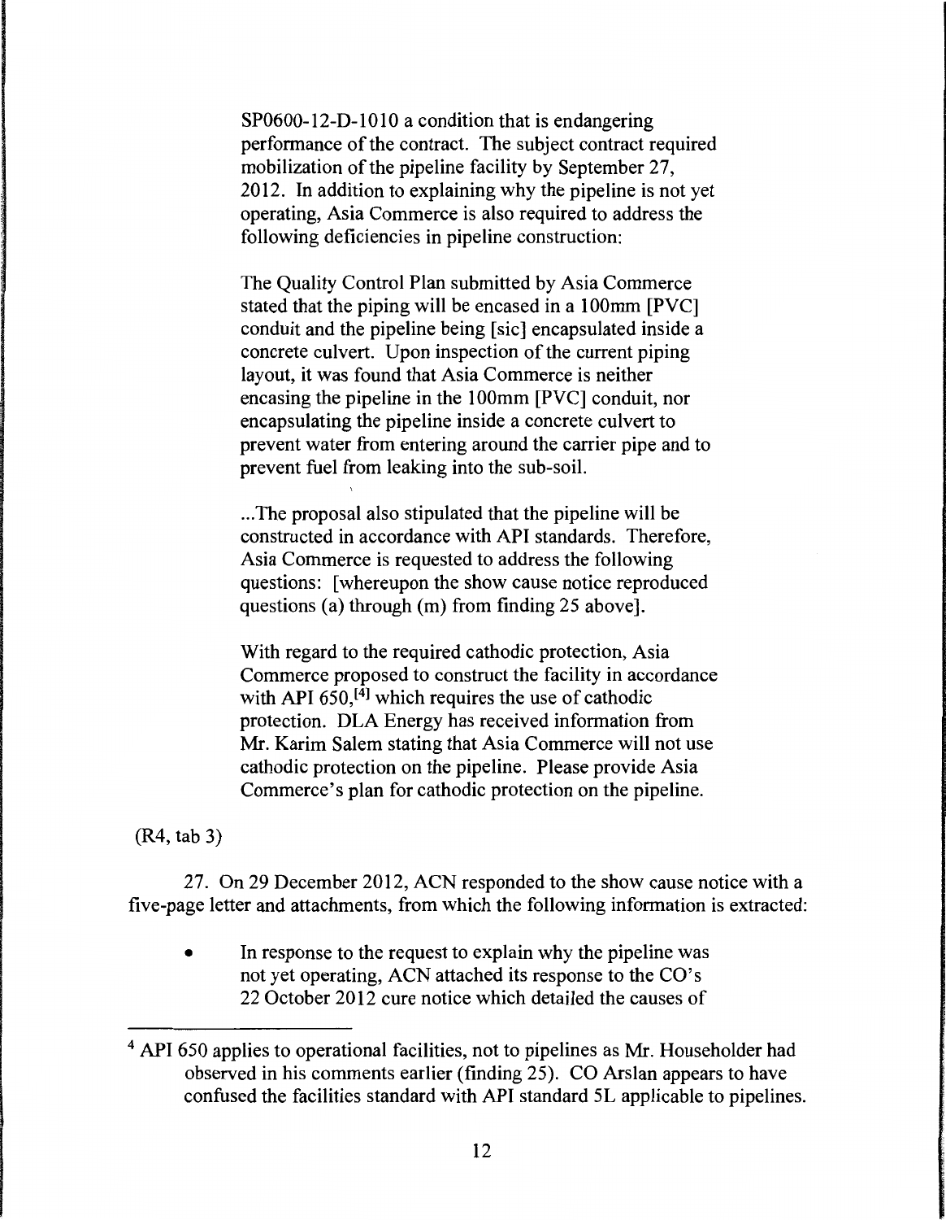SP0600-12-D-1010 a condition that is endangering performance of the contract. The subject contract required mobilization of the pipeline facility by September 27, 2012. In addition to explaining why the pipeline is not yet operating, Asia Commerce is also required to address the following deficiencies in pipeline construction:

The Quality Control Plan submitted by Asia Commerce stated that the piping will be encased in a 100mm [PVC] conduit and the pipeline being [sic] encapsulated inside a concrete culvert. Upon inspection of the current piping layout, it was found that Asia Commerce is neither encasing the pipeline in the 100mm [PVC] conduit, nor encapsulating the pipeline inside a concrete culvert to prevent water from entering around the carrier pipe and to prevent fuel from leaking into the sub-soil.

...The proposal also stipulated that the pipeline will be constructed in accordance with API standards. Therefore, Asia Commerce is requested to address the following questions: [whereupon the show cause notice reproduced questions (a) through (m) from finding 25 above].

With regard to the required cathodic protection, Asia Commerce proposed to construct the facility in accordance with API 650,[4] which requires the use of cathodic protection. DLA Energy has received information from Mr. Karim Salem stating that Asia Commerce will not use cathodic protection on the pipeline. Please provide Asia Commerce's plan for cathodic protection on the pipeline.

(R4, tab 3)

27. On 29 December 2012, ACN responded to the show cause notice with a five-page letter and attachments, from which the following information is extracted:

- In response to the request to explain why the pipeline was not yet operating, ACN attached its response to the CO's 22 October 2012 cure notice which detailed the causes of

---

[4] API 650 applies to operational facilities, not to pipelines as Mr. Householder had observed in his comments earlier (finding 25). CO Arslan appears to have confused the facilities standard with API standard 5L applicable to pipelines.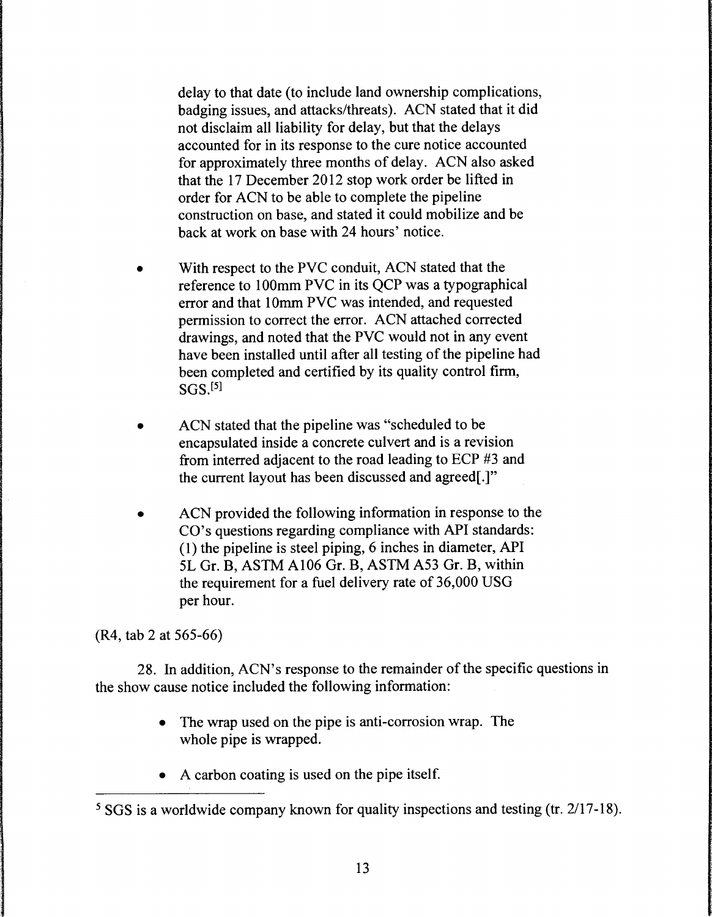delay to that date (to include land ownership complications, badging issues, and attacks/threats). ACN stated that it did not disclaim all liability for delay, but that the delays accounted for in its response to the cure notice accounted for approximately three months of delay. ACN also asked that the 17 December 2012 stop work order be lifted in order for ACN to be able to complete the pipeline construction on base, and stated it could mobilize and be back at work on base with 24 hours' notice.

- With respect to the PVC conduit, ACN stated that the reference to 100mm PVC in its QCP was a typographical error and that 10mm PVC was intended, and requested permission to correct the error. ACN attached corrected drawings, and noted that the PVC would not in any event have been installed until after all testing of the pipeline had been completed and certified by its quality control firm, SGS.[5]

- ACN stated that the pipeline was "scheduled to be encapsulated inside a concrete culvert and is a revision from interred adjacent to the road leading to ECP #3 and the current layout has been discussed and agreed[.]"

- ACN provided the following information in response to the CO's questions regarding compliance with API standards: (1) the pipeline is steel piping, 6 inches in diameter, API 5L Gr. B, ASTM A106 Gr. B, ASTM A53 Gr. B, within the requirement for a fuel delivery rate of 36,000 USG per hour.

(R4, tab 2 at 565-66)

28. In addition, ACN's response to the remainder of the specific questions in the show cause notice included the following information:

- The wrap used on the pipe is anti-corrosion wrap. The whole pipe is wrapped.
- A carbon coating is used on the pipe itself.

[5] SGS is a worldwide company known for quality inspections and testing (tr. 2/17-18).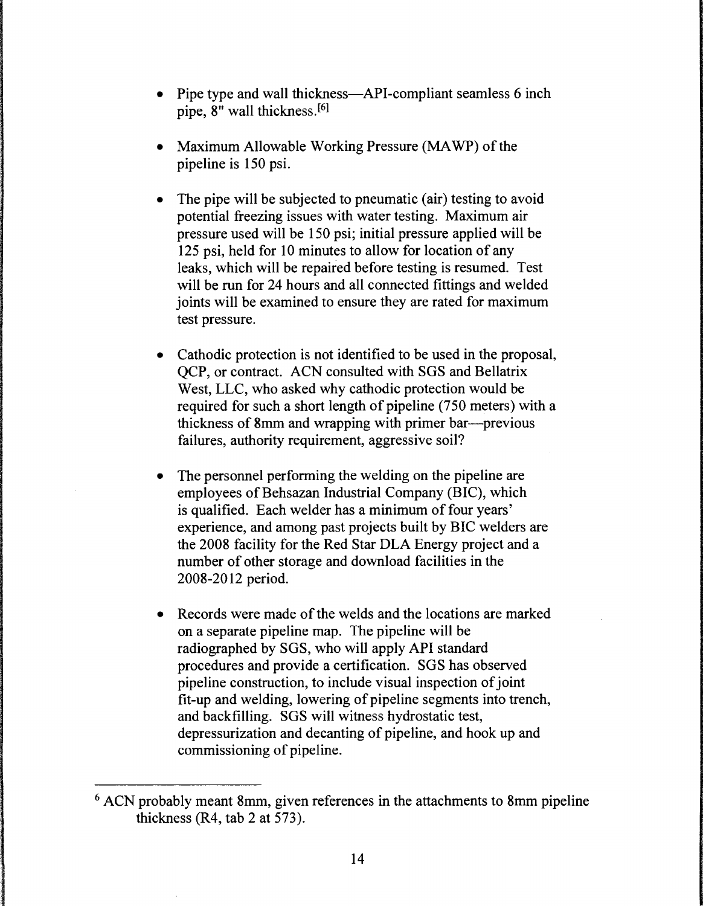- Pipe type and wall thickness—API-compliant seamless 6 inch pipe, 8" wall thickness.[6]

- Maximum Allowable Working Pressure (MAWP) of the pipeline is 150 psi.

- The pipe will be subjected to pneumatic (air) testing to avoid potential freezing issues with water testing. Maximum air pressure used will be 150 psi; initial pressure applied will be 125 psi, held for 10 minutes to allow for location of any leaks, which will be repaired before testing is resumed. Test will be run for 24 hours and all connected fittings and welded joints will be examined to ensure they are rated for maximum test pressure.

- Cathodic protection is not identified to be used in the proposal, QCP, or contract. ACN consulted with SGS and Bellatrix West, LLC, who asked why cathodic protection would be required for such a short length of pipeline (750 meters) with a thickness of 8mm and wrapping with primer bar—previous failures, authority requirement, aggressive soil?

- The personnel performing the welding on the pipeline are employees of Behsazan Industrial Company (BIC), which is qualified. Each welder has a minimum of four years' experience, and among past projects built by BIC welders are the 2008 facility for the Red Star DLA Energy project and a number of other storage and download facilities in the 2008-2012 period.

- Records were made of the welds and the locations are marked on a separate pipeline map. The pipeline will be radiographed by SGS, who will apply API standard procedures and provide a certification. SGS has observed pipeline construction, to include visual inspection of joint fit-up and welding, lowering of pipeline segments into trench, and backfilling. SGS will witness hydrostatic test, depressurization and decanting of pipeline, and hook up and commissioning of pipeline.

---

[6] ACN probably meant 8mm, given references in the attachments to 8mm pipeline thickness (R4, tab 2 at 573).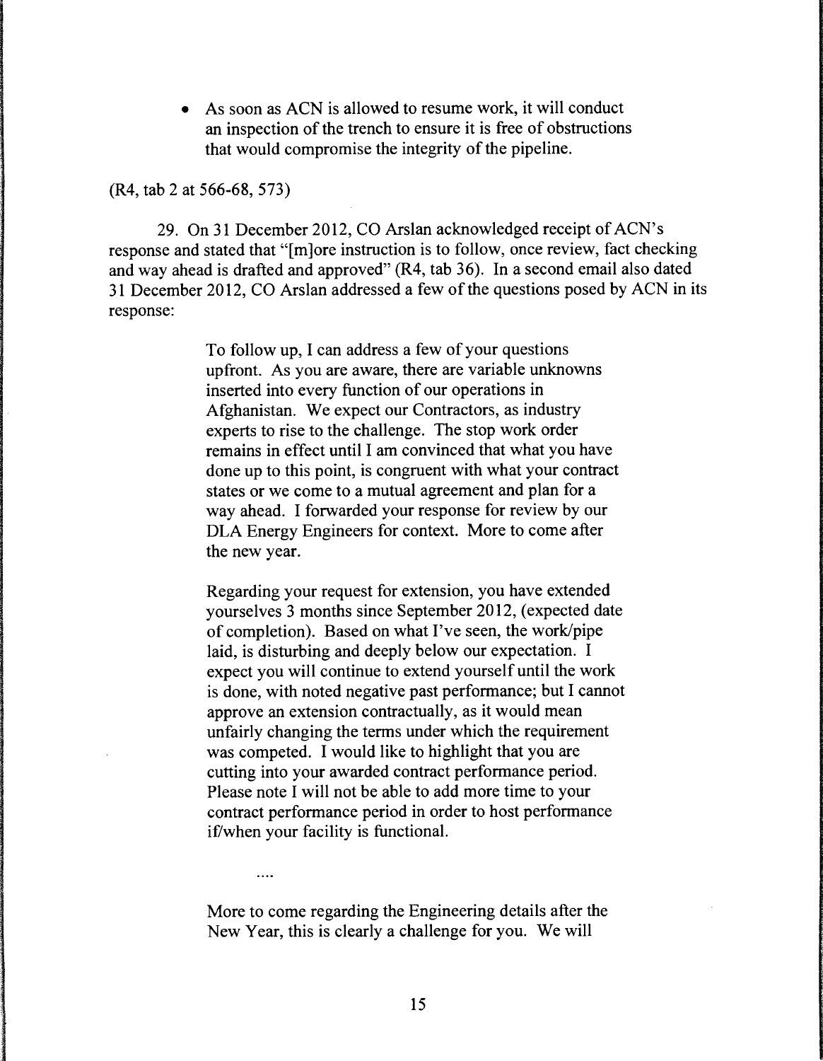- As soon as ACN is allowed to resume work, it will conduct an inspection of the trench to ensure it is free of obstructions that would compromise the integrity of the pipeline.

(R4, tab 2 at 566-68, 573)

29. On 31 December 2012, CO Arslan acknowledged receipt of ACN's response and stated that "[m]ore instruction is to follow, once review, fact checking and way ahead is drafted and approved" (R4, tab 36). In a second email also dated 31 December 2012, CO Arslan addressed a few of the questions posed by ACN in its response:

> To follow up, I can address a few of your questions upfront. As you are aware, there are variable unknowns inserted into every function of our operations in Afghanistan. We expect our Contractors, as industry experts to rise to the challenge. The stop work order remains in effect until I am convinced that what you have done up to this point, is congruent with what your contract states or we come to a mutual agreement and plan for a way ahead. I forwarded your response for review by our DLA Energy Engineers for context. More to come after the new year.
>
> Regarding your request for extension, you have extended yourselves 3 months since September 2012, (expected date of completion). Based on what I've seen, the work/pipe laid, is disturbing and deeply below our expectation. I expect you will continue to extend yourself until the work is done, with noted negative past performance; but I cannot approve an extension contractually, as it would mean unfairly changing the terms under which the requirement was competed. I would like to highlight that you are cutting into your awarded contract performance period. Please note I will not be able to add more time to your contract performance period in order to host performance if/when your facility is functional.
>
> ....
>
> More to come regarding the Engineering details after the New Year, this is clearly a challenge for you. We will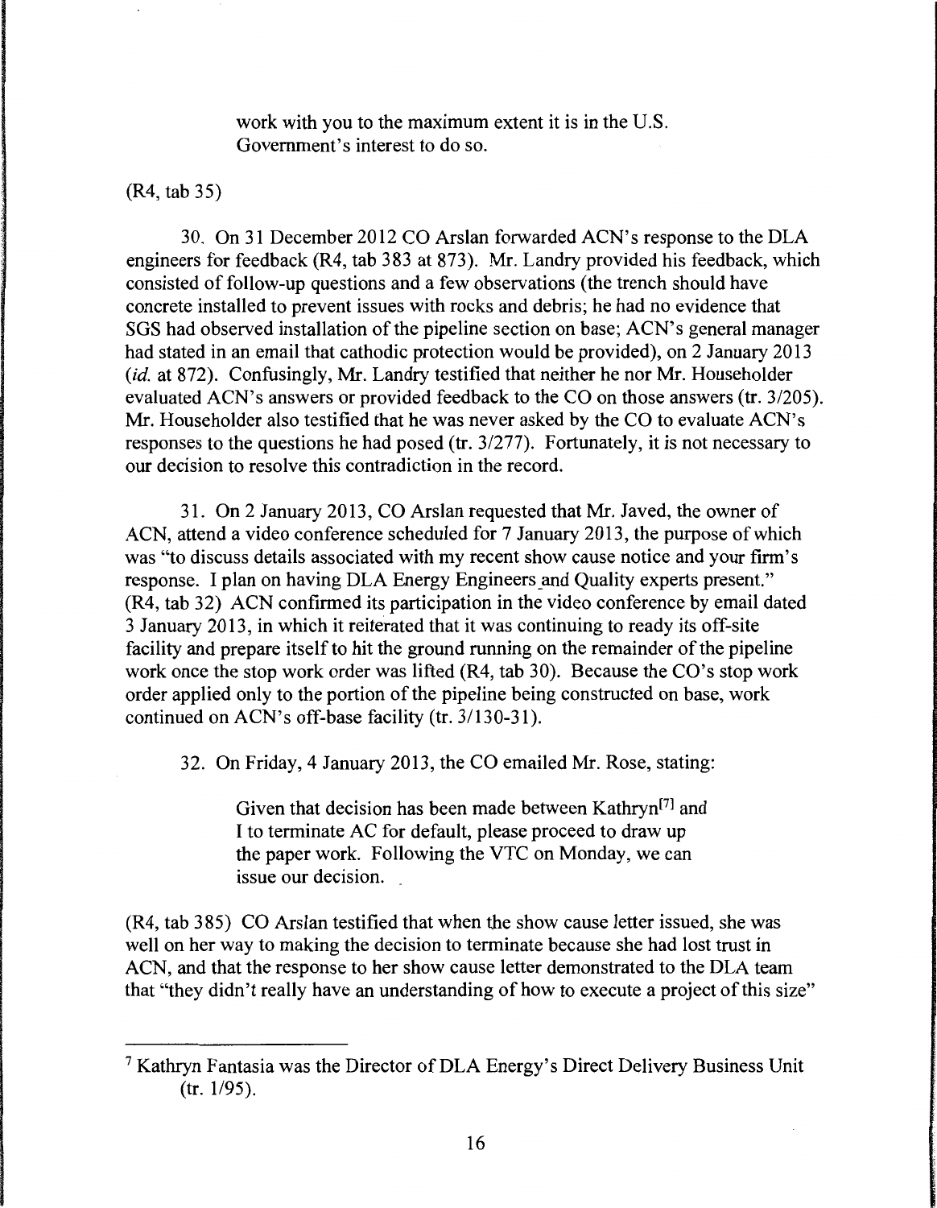> work with you to the maximum extent it is in the U.S. Government's interest to do so.

(R4, tab 35)

30. On 31 December 2012 CO Arslan forwarded ACN's response to the DLA engineers for feedback (R4, tab 383 at 873). Mr. Landry provided his feedback, which consisted of follow-up questions and a few observations (the trench should have concrete installed to prevent issues with rocks and debris; he had no evidence that SGS had observed installation of the pipeline section on base; ACN's general manager had stated in an email that cathodic protection would be provided), on 2 January 2013 (*id.* at 872). Confusingly, Mr. Landry testified that neither he nor Mr. Householder evaluated ACN's answers or provided feedback to the CO on those answers (tr. 3/205). Mr. Householder also testified that he was never asked by the CO to evaluate ACN's responses to the questions he had posed (tr. 3/277). Fortunately, it is not necessary to our decision to resolve this contradiction in the record.

31. On 2 January 2013, CO Arslan requested that Mr. Javed, the owner of ACN, attend a video conference scheduled for 7 January 2013, the purpose of which was "to discuss details associated with my recent show cause notice and your firm's response. I plan on having DLA Energy Engineers and Quality experts present." (R4, tab 32) ACN confirmed its participation in the video conference by email dated 3 January 2013, in which it reiterated that it was continuing to ready its off-site facility and prepare itself to hit the ground running on the remainder of the pipeline work once the stop work order was lifted (R4, tab 30). Because the CO's stop work order applied only to the portion of the pipeline being constructed on base, work continued on ACN's off-base facility (tr. 3/130-31).

32. On Friday, 4 January 2013, the CO emailed Mr. Rose, stating:

> Given that decision has been made between Kathryn[7] and I to terminate AC for default, please proceed to draw up the paper work. Following the VTC on Monday, we can issue our decision.

(R4, tab 385) CO Arslan testified that when the show cause letter issued, she was well on her way to making the decision to terminate because she had lost trust in ACN, and that the response to her show cause letter demonstrated to the DLA team that "they didn't really have an understanding of how to execute a project of this size"

---

[7] Kathryn Fantasia was the Director of DLA Energy's Direct Delivery Business Unit (tr. 1/95).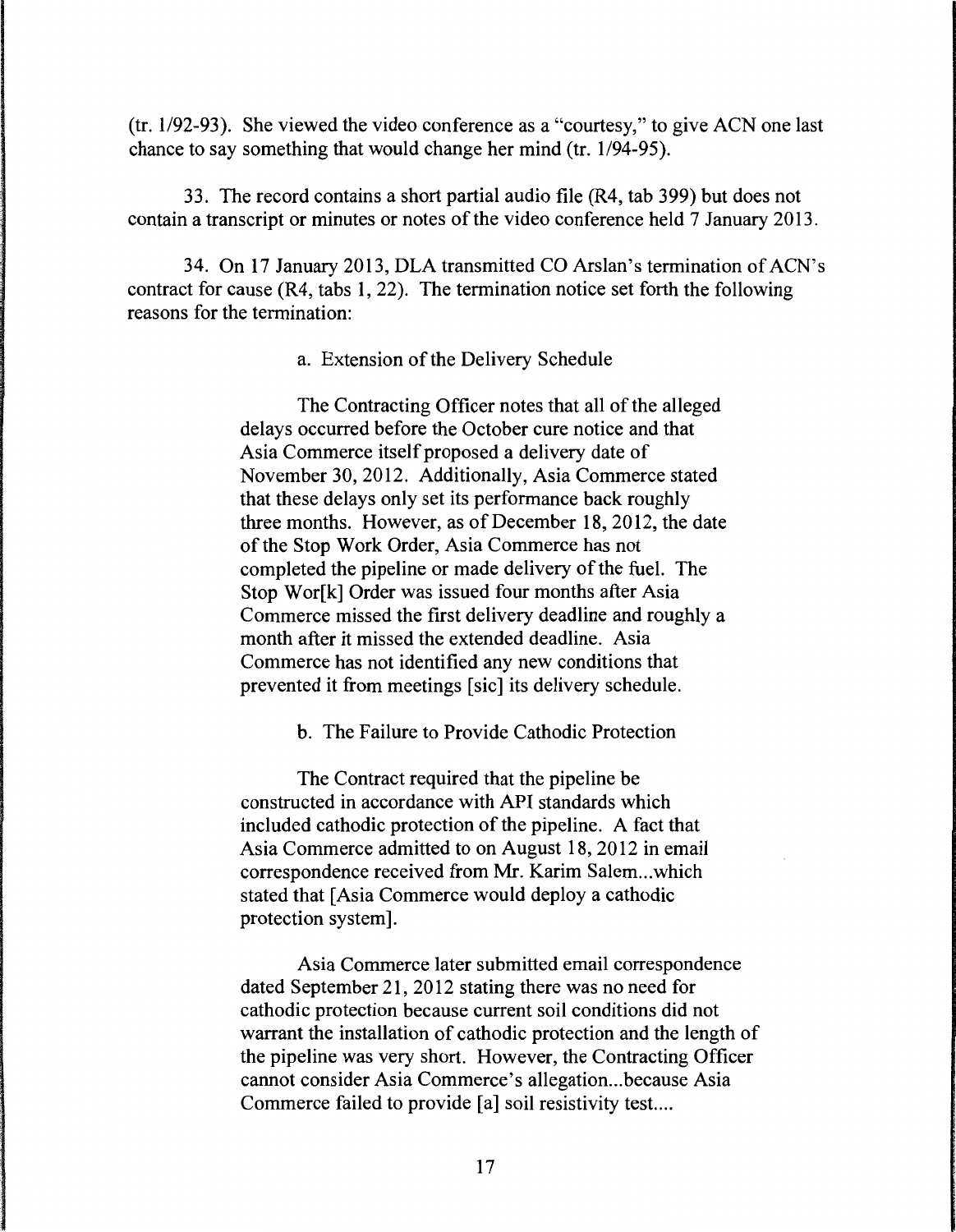(tr. 1/92-93). She viewed the video conference as a "courtesy," to give ACN one last chance to say something that would change her mind (tr. 1/94-95).

33. The record contains a short partial audio file (R4, tab 399) but does not contain a transcript or minutes or notes of the video conference held 7 January 2013.

34. On 17 January 2013, DLA transmitted CO Arslan's termination of ACN's contract for cause (R4, tabs 1, 22). The termination notice set forth the following reasons for the termination:

> a. Extension of the Delivery Schedule
>
> The Contracting Officer notes that all of the alleged delays occurred before the October cure notice and that Asia Commerce itself proposed a delivery date of November 30, 2012. Additionally, Asia Commerce stated that these delays only set its performance back roughly three months. However, as of December 18, 2012, the date of the Stop Work Order, Asia Commerce has not completed the pipeline or made delivery of the fuel. The Stop Wor[k] Order was issued four months after Asia Commerce missed the first delivery deadline and roughly a month after it missed the extended deadline. Asia Commerce has not identified any new conditions that prevented it from meetings [sic] its delivery schedule.
>
> b. The Failure to Provide Cathodic Protection
>
> The Contract required that the pipeline be constructed in accordance with API standards which included cathodic protection of the pipeline. A fact that Asia Commerce admitted to on August 18, 2012 in email correspondence received from Mr. Karim Salem...which stated that [Asia Commerce would deploy a cathodic protection system].
>
> Asia Commerce later submitted email correspondence dated September 21, 2012 stating there was no need for cathodic protection because current soil conditions did not warrant the installation of cathodic protection and the length of the pipeline was very short. However, the Contracting Officer cannot consider Asia Commerce's allegation...because Asia Commerce failed to provide [a] soil resistivity test....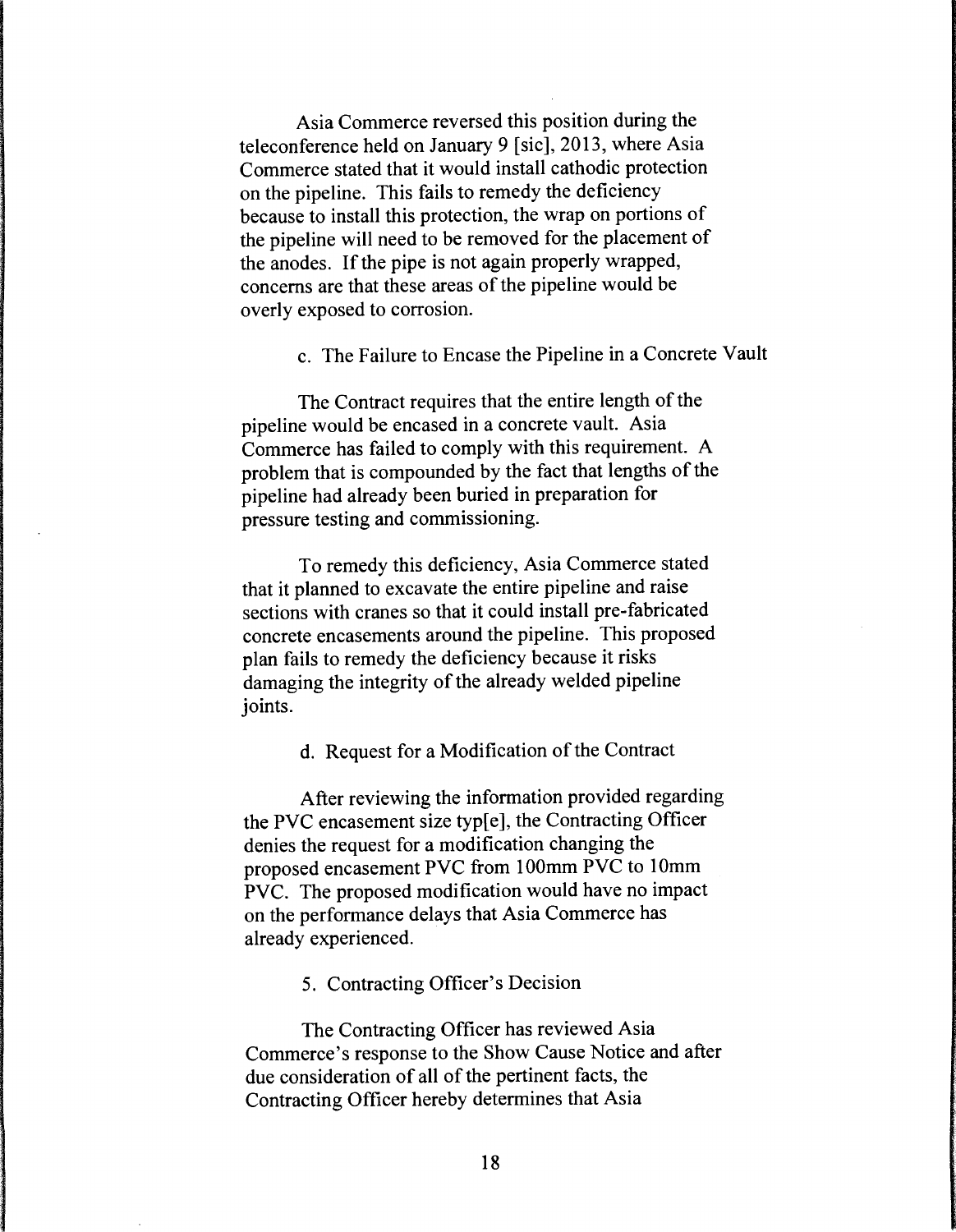Asia Commerce reversed this position during the teleconference held on January 9 [sic], 2013, where Asia Commerce stated that it would install cathodic protection on the pipeline. This fails to remedy the deficiency because to install this protection, the wrap on portions of the pipeline will need to be removed for the placement of the anodes. If the pipe is not again properly wrapped, concerns are that these areas of the pipeline would be overly exposed to corrosion.

c. The Failure to Encase the Pipeline in a Concrete Vault

The Contract requires that the entire length of the pipeline would be encased in a concrete vault. Asia Commerce has failed to comply with this requirement. A problem that is compounded by the fact that lengths of the pipeline had already been buried in preparation for pressure testing and commissioning.

To remedy this deficiency, Asia Commerce stated that it planned to excavate the entire pipeline and raise sections with cranes so that it could install pre-fabricated concrete encasements around the pipeline. This proposed plan fails to remedy the deficiency because it risks damaging the integrity of the already welded pipeline joints.

d. Request for a Modification of the Contract

After reviewing the information provided regarding the PVC encasement size typ[e], the Contracting Officer denies the request for a modification changing the proposed encasement PVC from 100mm PVC to 10mm PVC. The proposed modification would have no impact on the performance delays that Asia Commerce has already experienced.

5. Contracting Officer's Decision

The Contracting Officer has reviewed Asia Commerce's response to the Show Cause Notice and after due consideration of all of the pertinent facts, the Contracting Officer hereby determines that Asia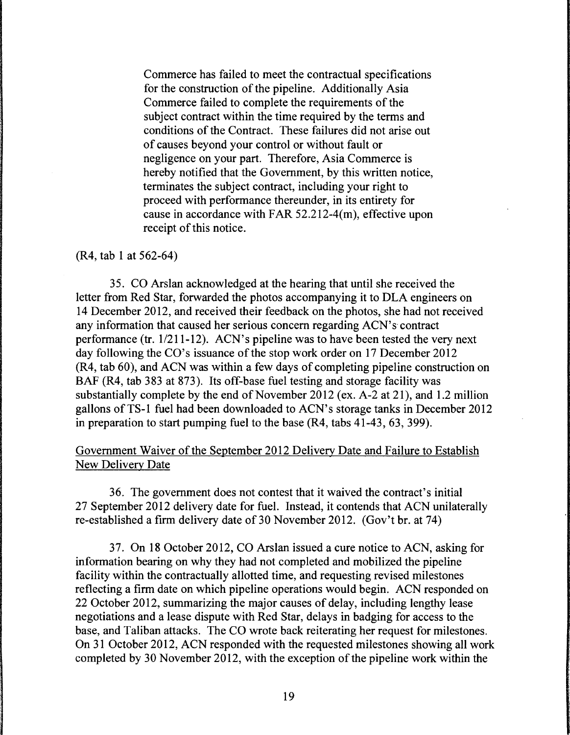> Commerce has failed to meet the contractual specifications for the construction of the pipeline. Additionally Asia Commerce failed to complete the requirements of the subject contract within the time required by the terms and conditions of the Contract. These failures did not arise out of causes beyond your control or without fault or negligence on your part. Therefore, Asia Commerce is hereby notified that the Government, by this written notice, terminates the subject contract, including your right to proceed with performance thereunder, in its entirety for cause in accordance with FAR 52.212-4(m), effective upon receipt of this notice.

(R4, tab 1 at 562-64)

35. CO Arslan acknowledged at the hearing that until she received the letter from Red Star, forwarded the photos accompanying it to DLA engineers on 14 December 2012, and received their feedback on the photos, she had not received any information that caused her serious concern regarding ACN's contract performance (tr. 1/211-12). ACN's pipeline was to have been tested the very next day following the CO's issuance of the stop work order on 17 December 2012 (R4, tab 60), and ACN was within a few days of completing pipeline construction on BAF (R4, tab 383 at 873). Its off-base fuel testing and storage facility was substantially complete by the end of November 2012 (ex. A-2 at 21), and 1.2 million gallons of TS-1 fuel had been downloaded to ACN's storage tanks in December 2012 in preparation to start pumping fuel to the base (R4, tabs 41-43, 63, 399).

<u>Government Waiver of the September 2012 Delivery Date and Failure to Establish New Delivery Date</u>

36. The government does not contest that it waived the contract's initial 27 September 2012 delivery date for fuel. Instead, it contends that ACN unilaterally re-established a firm delivery date of 30 November 2012. (Gov't br. at 74)

37. On 18 October 2012, CO Arslan issued a cure notice to ACN, asking for information bearing on why they had not completed and mobilized the pipeline facility within the contractually allotted time, and requesting revised milestones reflecting a firm date on which pipeline operations would begin. ACN responded on 22 October 2012, summarizing the major causes of delay, including lengthy lease negotiations and a lease dispute with Red Star, delays in badging for access to the base, and Taliban attacks. The CO wrote back reiterating her request for milestones. On 31 October 2012, ACN responded with the requested milestones showing all work completed by 30 November 2012, with the exception of the pipeline work within the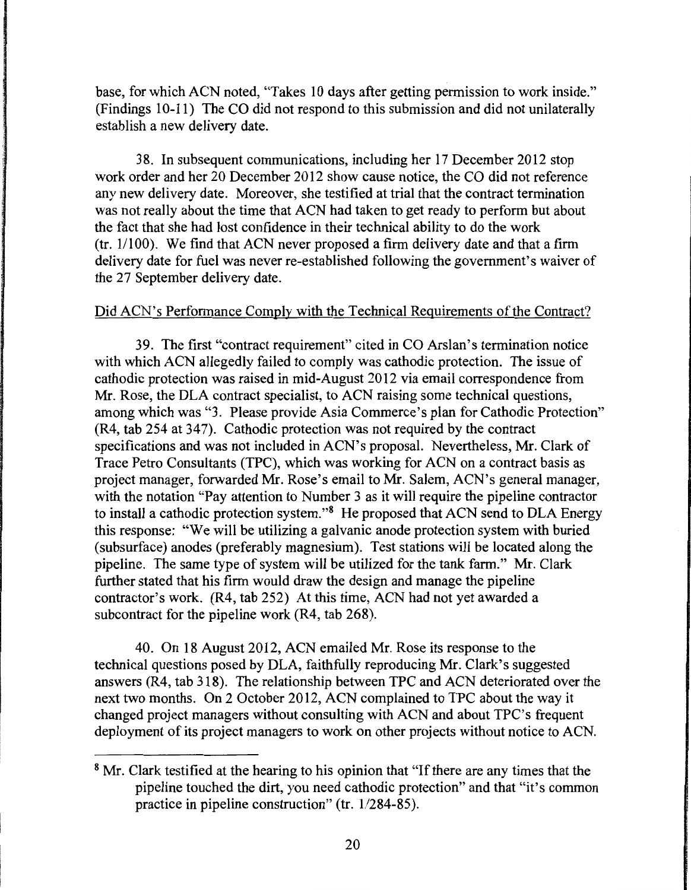base, for which ACN noted, "Takes 10 days after getting permission to work inside." (Findings 10-11) The CO did not respond to this submission and did not unilaterally establish a new delivery date.

38. In subsequent communications, including her 17 December 2012 stop work order and her 20 December 2012 show cause notice, the CO did not reference any new delivery date. Moreover, she testified at trial that the contract termination was not really about the time that ACN had taken to get ready to perform but about the fact that she had lost confidence in their technical ability to do the work (tr. 1/100). We find that ACN never proposed a firm delivery date and that a firm delivery date for fuel was never re-established following the government's waiver of the 27 September delivery date.

Did ACN's Performance Comply with the Technical Requirements of the Contract?

39. The first "contract requirement" cited in CO Arslan's termination notice with which ACN allegedly failed to comply was cathodic protection. The issue of cathodic protection was raised in mid-August 2012 via email correspondence from Mr. Rose, the DLA contract specialist, to ACN raising some technical questions, among which was "3. Please provide Asia Commerce's plan for Cathodic Protection" (R4, tab 254 at 347). Cathodic protection was not required by the contract specifications and was not included in ACN's proposal. Nevertheless, Mr. Clark of Trace Petro Consultants (TPC), which was working for ACN on a contract basis as project manager, forwarded Mr. Rose's email to Mr. Salem, ACN's general manager, with the notation "Pay attention to Number 3 as it will require the pipeline contractor to install a cathodic protection system."[8] He proposed that ACN send to DLA Energy this response: "We will be utilizing a galvanic anode protection system with buried (subsurface) anodes (preferably magnesium). Test stations will be located along the pipeline. The same type of system will be utilized for the tank farm." Mr. Clark further stated that his firm would draw the design and manage the pipeline contractor's work. (R4, tab 252) At this time, ACN had not yet awarded a subcontract for the pipeline work (R4, tab 268).

40. On 18 August 2012, ACN emailed Mr. Rose its response to the technical questions posed by DLA, faithfully reproducing Mr. Clark's suggested answers (R4, tab 318). The relationship between TPC and ACN deteriorated over the next two months. On 2 October 2012, ACN complained to TPC about the way it changed project managers without consulting with ACN and about TPC's frequent deployment of its project managers to work on other projects without notice to ACN.

---

[8] Mr. Clark testified at the hearing to his opinion that "If there are any times that the pipeline touched the dirt, you need cathodic protection" and that "it's common practice in pipeline construction" (tr. 1/284-85).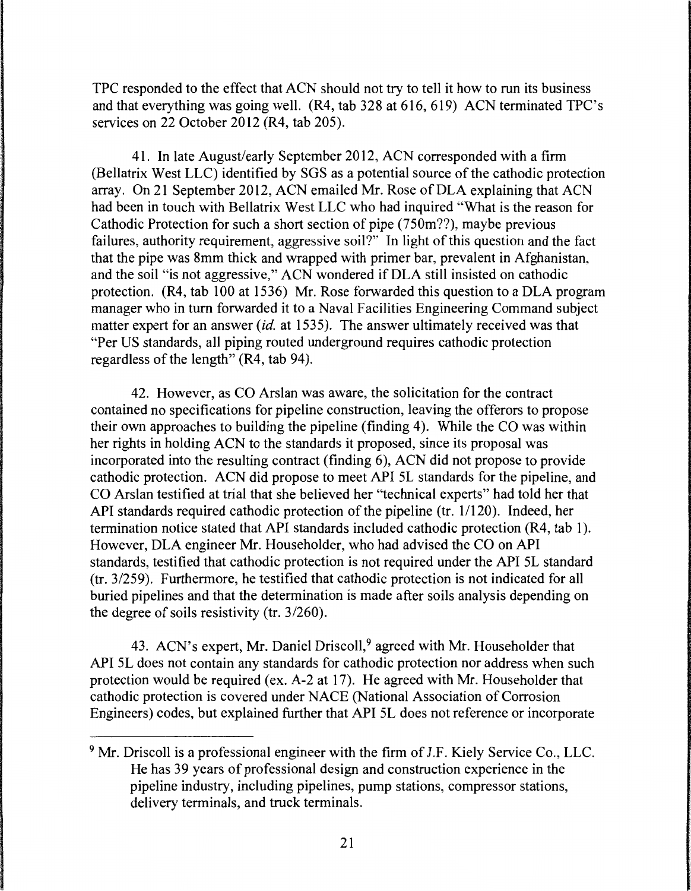TPC responded to the effect that ACN should not try to tell it how to run its business and that everything was going well. (R4, tab 328 at 616, 619) ACN terminated TPC's services on 22 October 2012 (R4, tab 205).

41. In late August/early September 2012, ACN corresponded with a firm (Bellatrix West LLC) identified by SGS as a potential source of the cathodic protection array. On 21 September 2012, ACN emailed Mr. Rose of DLA explaining that ACN had been in touch with Bellatrix West LLC who had inquired "What is the reason for Cathodic Protection for such a short section of pipe (750m??), maybe previous failures, authority requirement, aggressive soil?" In light of this question and the fact that the pipe was 8mm thick and wrapped with primer bar, prevalent in Afghanistan, and the soil "is not aggressive," ACN wondered if DLA still insisted on cathodic protection. (R4, tab 100 at 1536) Mr. Rose forwarded this question to a DLA program manager who in turn forwarded it to a Naval Facilities Engineering Command subject matter expert for an answer (*id.* at 1535). The answer ultimately received was that "Per US standards, all piping routed underground requires cathodic protection regardless of the length" (R4, tab 94).

42. However, as CO Arslan was aware, the solicitation for the contract contained no specifications for pipeline construction, leaving the offerors to propose their own approaches to building the pipeline (finding 4). While the CO was within her rights in holding ACN to the standards it proposed, since its proposal was incorporated into the resulting contract (finding 6), ACN did not propose to provide cathodic protection. ACN did propose to meet API 5L standards for the pipeline, and CO Arslan testified at trial that she believed her "technical experts" had told her that API standards required cathodic protection of the pipeline (tr. 1/120). Indeed, her termination notice stated that API standards included cathodic protection (R4, tab 1). However, DLA engineer Mr. Householder, who had advised the CO on API standards, testified that cathodic protection is not required under the API 5L standard (tr. 3/259). Furthermore, he testified that cathodic protection is not indicated for all buried pipelines and that the determination is made after soils analysis depending on the degree of soils resistivity (tr. 3/260).

43. ACN's expert, Mr. Daniel Driscoll,[9] agreed with Mr. Householder that API 5L does not contain any standards for cathodic protection nor address when such protection would be required (ex. A-2 at 17). He agreed with Mr. Householder that cathodic protection is covered under NACE (National Association of Corrosion Engineers) codes, but explained further that API 5L does not reference or incorporate

---

[9] Mr. Driscoll is a professional engineer with the firm of J.F. Kiely Service Co., LLC. He has 39 years of professional design and construction experience in the pipeline industry, including pipelines, pump stations, compressor stations, delivery terminals, and truck terminals.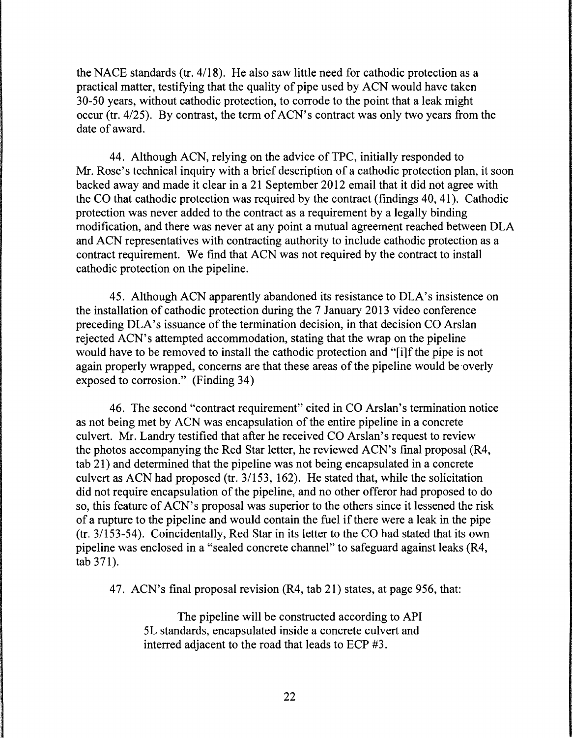the NACE standards (tr. 4/18). He also saw little need for cathodic protection as a practical matter, testifying that the quality of pipe used by ACN would have taken 30-50 years, without cathodic protection, to corrode to the point that a leak might occur (tr. 4/25). By contrast, the term of ACN's contract was only two years from the date of award.

44. Although ACN, relying on the advice of TPC, initially responded to Mr. Rose's technical inquiry with a brief description of a cathodic protection plan, it soon backed away and made it clear in a 21 September 2012 email that it did not agree with the CO that cathodic protection was required by the contract (findings 40, 41). Cathodic protection was never added to the contract as a requirement by a legally binding modification, and there was never at any point a mutual agreement reached between DLA and ACN representatives with contracting authority to include cathodic protection as a contract requirement. We find that ACN was not required by the contract to install cathodic protection on the pipeline.

45. Although ACN apparently abandoned its resistance to DLA's insistence on the installation of cathodic protection during the 7 January 2013 video conference preceding DLA's issuance of the termination decision, in that decision CO Arslan rejected ACN's attempted accommodation, stating that the wrap on the pipeline would have to be removed to install the cathodic protection and "[i]f the pipe is not again properly wrapped, concerns are that these areas of the pipeline would be overly exposed to corrosion." (Finding 34)

46. The second "contract requirement" cited in CO Arslan's termination notice as not being met by ACN was encapsulation of the entire pipeline in a concrete culvert. Mr. Landry testified that after he received CO Arslan's request to review the photos accompanying the Red Star letter, he reviewed ACN's final proposal (R4, tab 21) and determined that the pipeline was not being encapsulated in a concrete culvert as ACN had proposed (tr. 3/153, 162). He stated that, while the solicitation did not require encapsulation of the pipeline, and no other offeror had proposed to do so, this feature of ACN's proposal was superior to the others since it lessened the risk of a rupture to the pipeline and would contain the fuel if there were a leak in the pipe (tr. 3/153-54). Coincidentally, Red Star in its letter to the CO had stated that its own pipeline was enclosed in a "sealed concrete channel" to safeguard against leaks (R4, tab 371).

47. ACN's final proposal revision (R4, tab 21) states, at page 956, that:

> The pipeline will be constructed according to API 5L standards, encapsulated inside a concrete culvert and interred adjacent to the road that leads to ECP #3.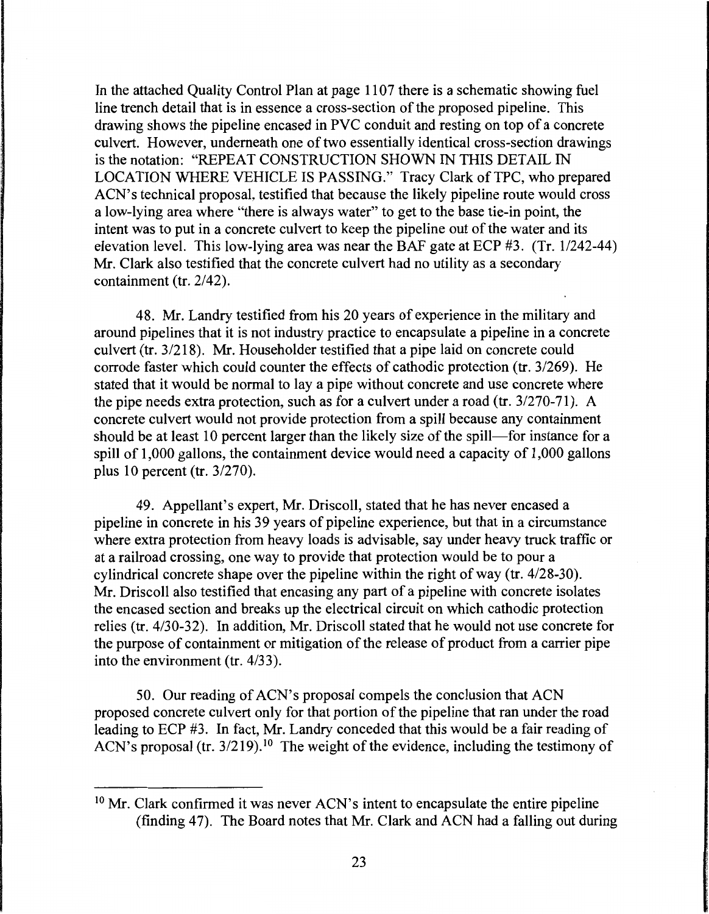In the attached Quality Control Plan at page 1107 there is a schematic showing fuel line trench detail that is in essence a cross-section of the proposed pipeline. This drawing shows the pipeline encased in PVC conduit and resting on top of a concrete culvert. However, underneath one of two essentially identical cross-section drawings is the notation: "REPEAT CONSTRUCTION SHOWN IN THIS DETAIL IN LOCATION WHERE VEHICLE IS PASSING." Tracy Clark of TPC, who prepared ACN's technical proposal, testified that because the likely pipeline route would cross a low-lying area where "there is always water" to get to the base tie-in point, the intent was to put in a concrete culvert to keep the pipeline out of the water and its elevation level. This low-lying area was near the BAF gate at ECP #3. (Tr. 1/242-44) Mr. Clark also testified that the concrete culvert had no utility as a secondary containment (tr. 2/42).

48. Mr. Landry testified from his 20 years of experience in the military and around pipelines that it is not industry practice to encapsulate a pipeline in a concrete culvert (tr. 3/218). Mr. Householder testified that a pipe laid on concrete could corrode faster which could counter the effects of cathodic protection (tr. 3/269). He stated that it would be normal to lay a pipe without concrete and use concrete where the pipe needs extra protection, such as for a culvert under a road (tr. 3/270-71). A concrete culvert would not provide protection from a spill because any containment should be at least 10 percent larger than the likely size of the spill—for instance for a spill of 1,000 gallons, the containment device would need a capacity of 1,000 gallons plus 10 percent (tr. 3/270).

49. Appellant's expert, Mr. Driscoll, stated that he has never encased a pipeline in concrete in his 39 years of pipeline experience, but that in a circumstance where extra protection from heavy loads is advisable, say under heavy truck traffic or at a railroad crossing, one way to provide that protection would be to pour a cylindrical concrete shape over the pipeline within the right of way (tr. 4/28-30). Mr. Driscoll also testified that encasing any part of a pipeline with concrete isolates the encased section and breaks up the electrical circuit on which cathodic protection relies (tr. 4/30-32). In addition, Mr. Driscoll stated that he would not use concrete for the purpose of containment or mitigation of the release of product from a carrier pipe into the environment (tr. 4/33).

50. Our reading of ACN's proposal compels the conclusion that ACN proposed concrete culvert only for that portion of the pipeline that ran under the road leading to ECP #3. In fact, Mr. Landry conceded that this would be a fair reading of ACN's proposal (tr. 3/219).[10] The weight of the evidence, including the testimony of

---

[10] Mr. Clark confirmed it was never ACN's intent to encapsulate the entire pipeline (finding 47). The Board notes that Mr. Clark and ACN had a falling out during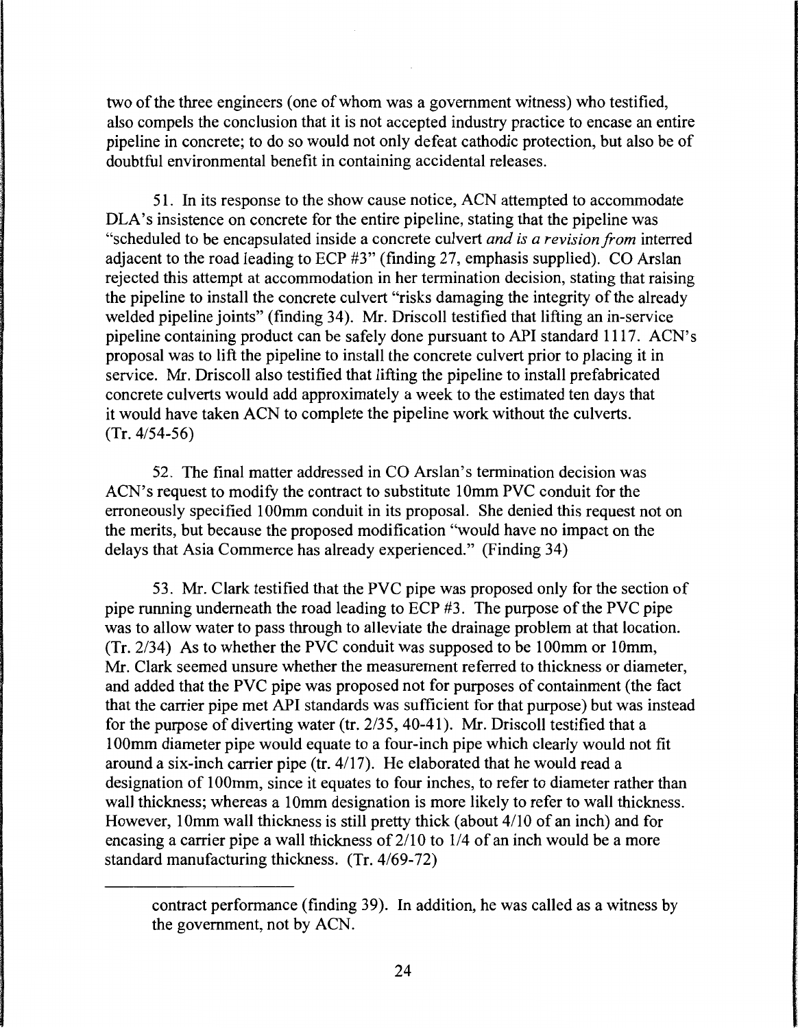two of the three engineers (one of whom was a government witness) who testified, also compels the conclusion that it is not accepted industry practice to encase an entire pipeline in concrete; to do so would not only defeat cathodic protection, but also be of doubtful environmental benefit in containing accidental releases.

51. In its response to the show cause notice, ACN attempted to accommodate DLA's insistence on concrete for the entire pipeline, stating that the pipeline was "scheduled to be encapsulated inside a concrete culvert *and is a revision from* interred adjacent to the road leading to ECP #3" (finding 27, emphasis supplied). CO Arslan rejected this attempt at accommodation in her termination decision, stating that raising the pipeline to install the concrete culvert "risks damaging the integrity of the already welded pipeline joints" (finding 34). Mr. Driscoll testified that lifting an in-service pipeline containing product can be safely done pursuant to API standard 1117. ACN's proposal was to lift the pipeline to install the concrete culvert prior to placing it in service. Mr. Driscoll also testified that lifting the pipeline to install prefabricated concrete culverts would add approximately a week to the estimated ten days that it would have taken ACN to complete the pipeline work without the culverts. (Tr. 4/54-56)

52. The final matter addressed in CO Arslan's termination decision was ACN's request to modify the contract to substitute 10mm PVC conduit for the erroneously specified 100mm conduit in its proposal. She denied this request not on the merits, but because the proposed modification "would have no impact on the delays that Asia Commerce has already experienced." (Finding 34)

53. Mr. Clark testified that the PVC pipe was proposed only for the section of pipe running underneath the road leading to ECP #3. The purpose of the PVC pipe was to allow water to pass through to alleviate the drainage problem at that location. (Tr. 2/34) As to whether the PVC conduit was supposed to be 100mm or 10mm, Mr. Clark seemed unsure whether the measurement referred to thickness or diameter, and added that the PVC pipe was proposed not for purposes of containment (the fact that the carrier pipe met API standards was sufficient for that purpose) but was instead for the purpose of diverting water (tr. 2/35, 40-41). Mr. Driscoll testified that a 100mm diameter pipe would equate to a four-inch pipe which clearly would not fit around a six-inch carrier pipe (tr. 4/17). He elaborated that he would read a designation of 100mm, since it equates to four inches, to refer to diameter rather than wall thickness; whereas a 10mm designation is more likely to refer to wall thickness. However, 10mm wall thickness is still pretty thick (about 4/10 of an inch) and for encasing a carrier pipe a wall thickness of 2/10 to 1/4 of an inch would be a more standard manufacturing thickness. (Tr. 4/69-72)

---

contract performance (finding 39). In addition, he was called as a witness by the government, not by ACN.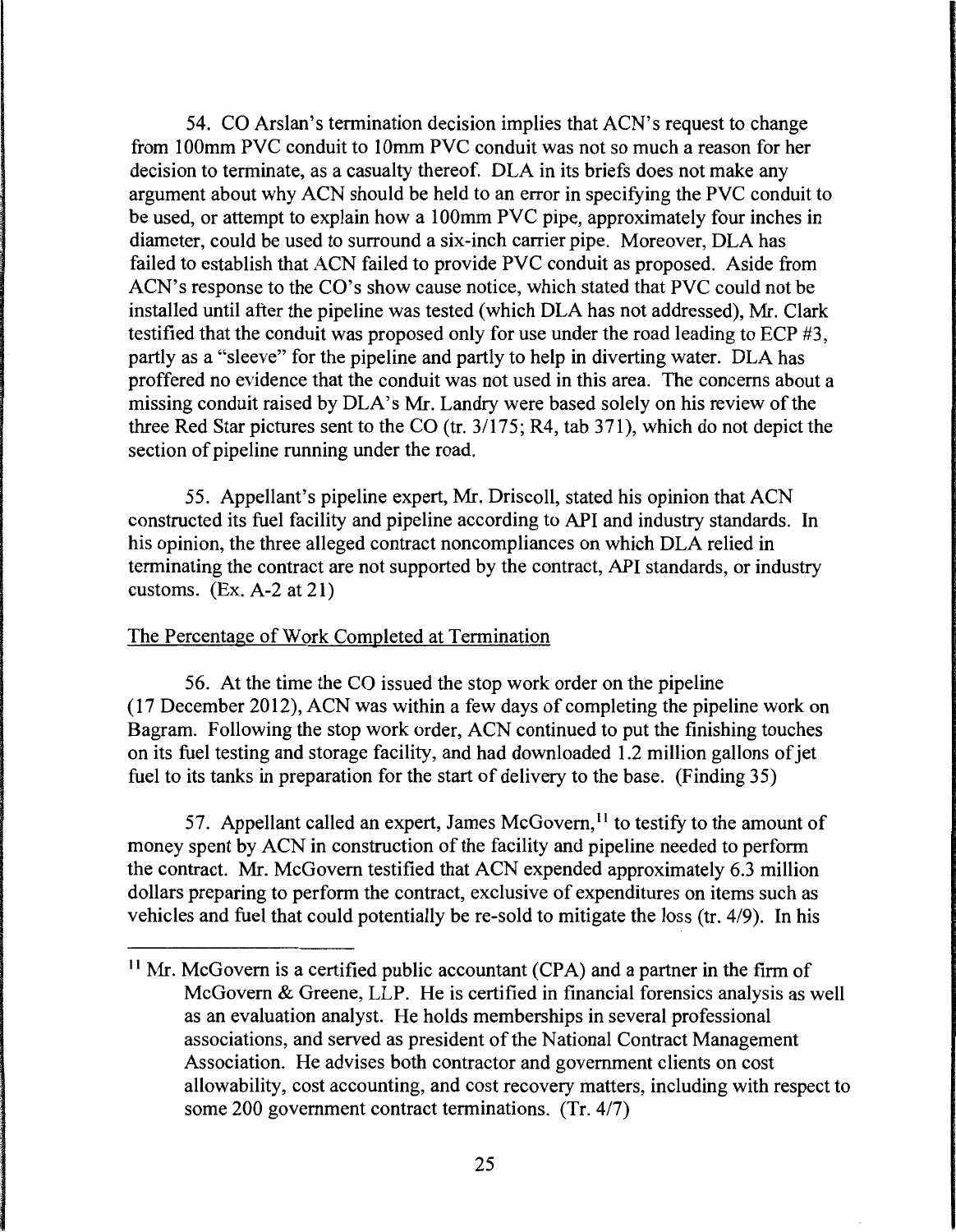54. CO Arslan's termination decision implies that ACN's request to change from 100mm PVC conduit to 10mm PVC conduit was not so much a reason for her decision to terminate, as a casualty thereof. DLA in its briefs does not make any argument about why ACN should be held to an error in specifying the PVC conduit to be used, or attempt to explain how a 100mm PVC pipe, approximately four inches in diameter, could be used to surround a six-inch carrier pipe. Moreover, DLA has failed to establish that ACN failed to provide PVC conduit as proposed. Aside from ACN's response to the CO's show cause notice, which stated that PVC could not be installed until after the pipeline was tested (which DLA has not addressed), Mr. Clark testified that the conduit was proposed only for use under the road leading to ECP #3, partly as a "sleeve" for the pipeline and partly to help in diverting water. DLA has proffered no evidence that the conduit was not used in this area. The concerns about a missing conduit raised by DLA's Mr. Landry were based solely on his review of the three Red Star pictures sent to the CO (tr. 3/175; R4, tab 371), which do not depict the section of pipeline running under the road.

55. Appellant's pipeline expert, Mr. Driscoll, stated his opinion that ACN constructed its fuel facility and pipeline according to API and industry standards. In his opinion, the three alleged contract noncompliances on which DLA relied in terminating the contract are not supported by the contract, API standards, or industry customs. (Ex. A-2 at 21)

The Percentage of Work Completed at Termination

56. At the time the CO issued the stop work order on the pipeline (17 December 2012), ACN was within a few days of completing the pipeline work on Bagram. Following the stop work order, ACN continued to put the finishing touches on its fuel testing and storage facility, and had downloaded 1.2 million gallons of jet fuel to its tanks in preparation for the start of delivery to the base. (Finding 35)

57. Appellant called an expert, James McGovern,[11] to testify to the amount of money spent by ACN in construction of the facility and pipeline needed to perform the contract. Mr. McGovern testified that ACN expended approximately 6.3 million dollars preparing to perform the contract, exclusive of expenditures on items such as vehicles and fuel that could potentially be re-sold to mitigate the loss (tr. 4/9). In his

[11] Mr. McGovern is a certified public accountant (CPA) and a partner in the firm of McGovern & Greene, LLP. He is certified in financial forensics analysis as well as an evaluation analyst. He holds memberships in several professional associations, and served as president of the National Contract Management Association. He advises both contractor and government clients on cost allowability, cost accounting, and cost recovery matters, including with respect to some 200 government contract terminations. (Tr. 4/7)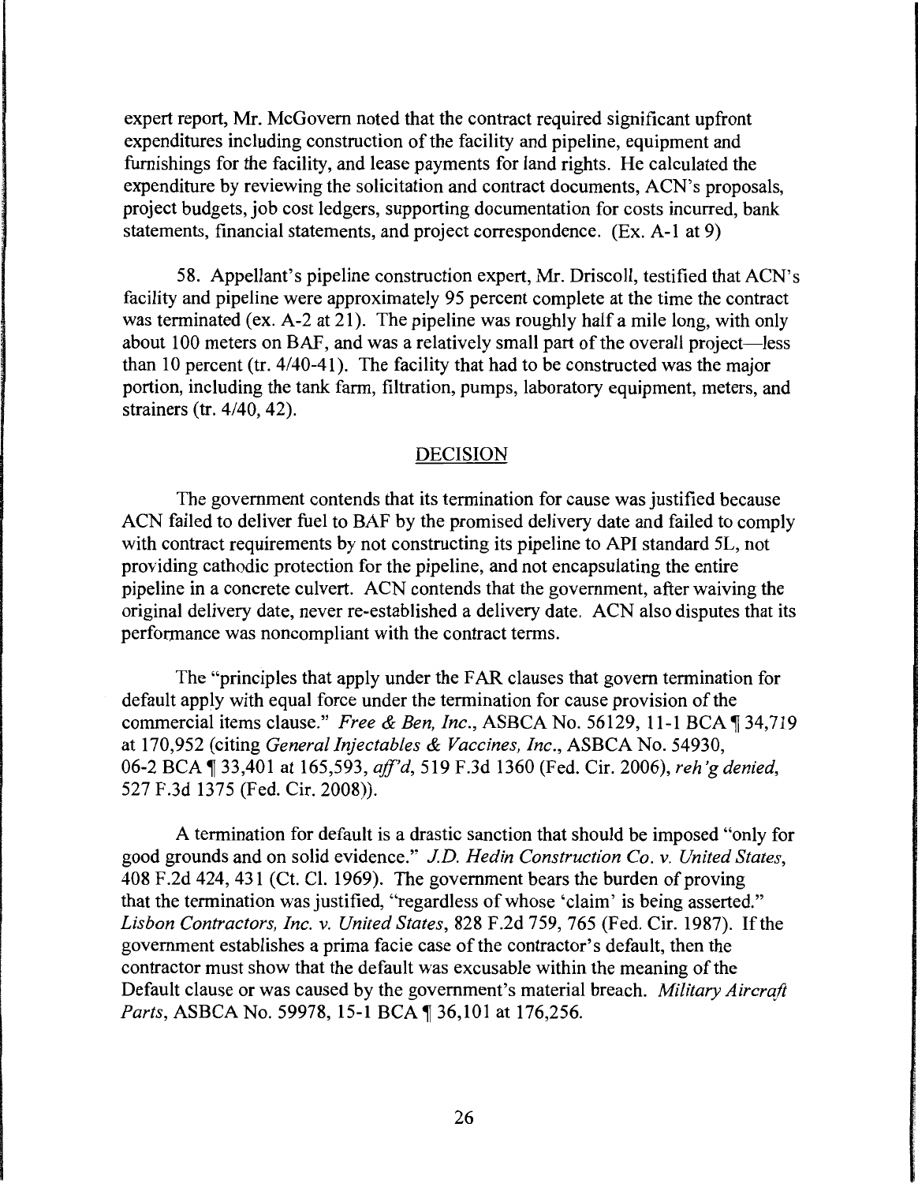expert report, Mr. McGovern noted that the contract required significant upfront expenditures including construction of the facility and pipeline, equipment and furnishings for the facility, and lease payments for land rights. He calculated the expenditure by reviewing the solicitation and contract documents, ACN's proposals, project budgets, job cost ledgers, supporting documentation for costs incurred, bank statements, financial statements, and project correspondence. (Ex. A-1 at 9)

58. Appellant's pipeline construction expert, Mr. Driscoll, testified that ACN's facility and pipeline were approximately 95 percent complete at the time the contract was terminated (ex. A-2 at 21). The pipeline was roughly half a mile long, with only about 100 meters on BAF, and was a relatively small part of the overall project—less than 10 percent (tr. 4/40-41). The facility that had to be constructed was the major portion, including the tank farm, filtration, pumps, laboratory equipment, meters, and strainers (tr. 4/40, 42).

## DECISION

The government contends that its termination for cause was justified because ACN failed to deliver fuel to BAF by the promised delivery date and failed to comply with contract requirements by not constructing its pipeline to API standard 5L, not providing cathodic protection for the pipeline, and not encapsulating the entire pipeline in a concrete culvert. ACN contends that the government, after waiving the original delivery date, never re-established a delivery date. ACN also disputes that its performance was noncompliant with the contract terms.

The "principles that apply under the FAR clauses that govern termination for default apply with equal force under the termination for cause provision of the commercial items clause." *Free & Ben, Inc.*, ASBCA No. 56129, 11-1 BCA ¶ 34,719 at 170,952 (citing *General Injectables & Vaccines, Inc.*, ASBCA No. 54930, 06-2 BCA ¶ 33,401 at 165,593, *aff'd*, 519 F.3d 1360 (Fed. Cir. 2006), *reh'g denied*, 527 F.3d 1375 (Fed. Cir. 2008)).

A termination for default is a drastic sanction that should be imposed "only for good grounds and on solid evidence." *J.D. Hedin Construction Co. v. United States*, 408 F.2d 424, 431 (Ct. Cl. 1969). The government bears the burden of proving that the termination was justified, "regardless of whose 'claim' is being asserted." *Lisbon Contractors, Inc. v. United States*, 828 F.2d 759, 765 (Fed. Cir. 1987). If the government establishes a prima facie case of the contractor's default, then the contractor must show that the default was excusable within the meaning of the Default clause or was caused by the government's material breach. *Military Aircraft Parts*, ASBCA No. 59978, 15-1 BCA ¶ 36,101 at 176,256.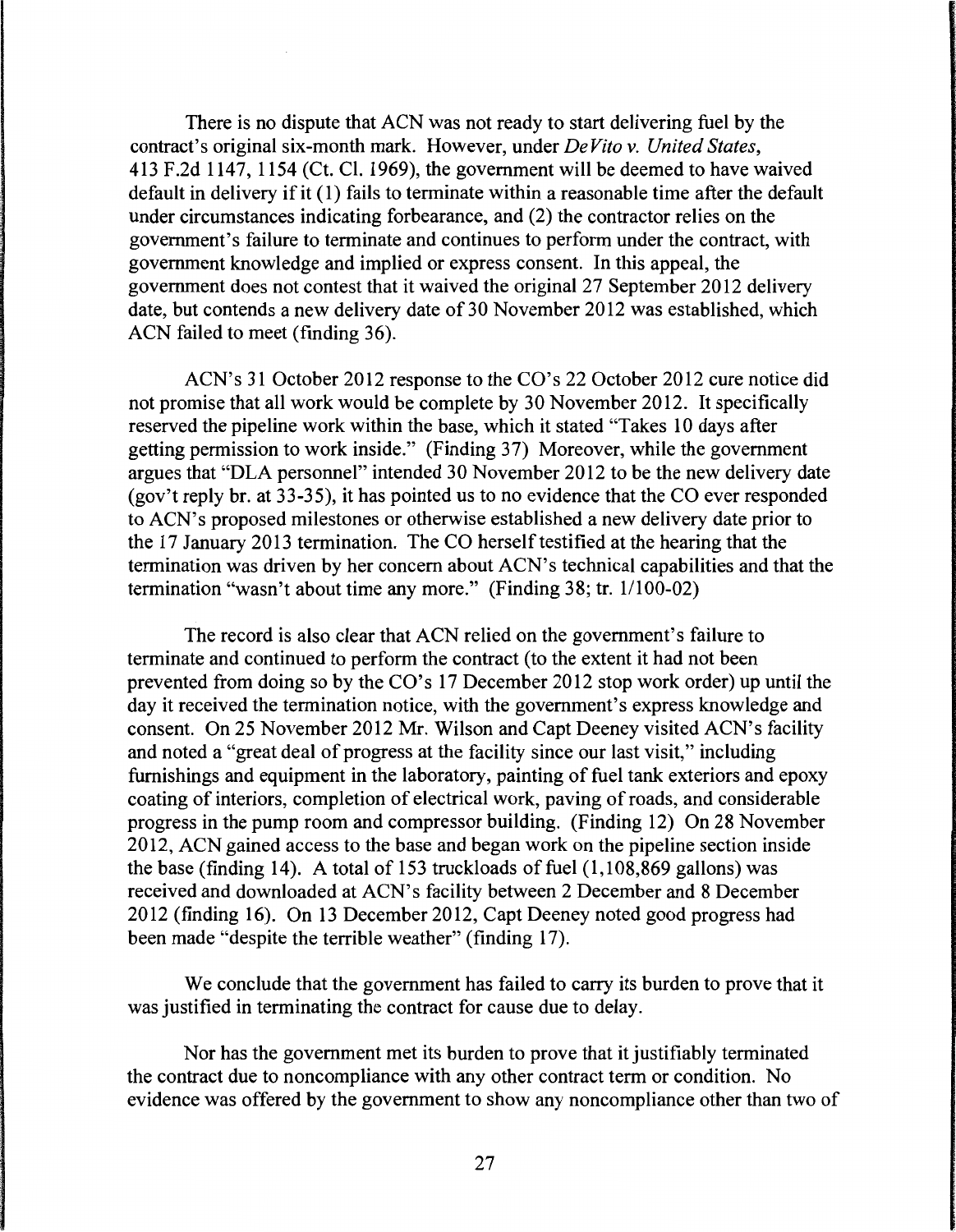There is no dispute that ACN was not ready to start delivering fuel by the contract's original six-month mark. However, under *DeVito v. United States*, 413 F.2d 1147, 1154 (Ct. Cl. 1969), the government will be deemed to have waived default in delivery if it (1) fails to terminate within a reasonable time after the default under circumstances indicating forbearance, and (2) the contractor relies on the government's failure to terminate and continues to perform under the contract, with government knowledge and implied or express consent. In this appeal, the government does not contest that it waived the original 27 September 2012 delivery date, but contends a new delivery date of 30 November 2012 was established, which ACN failed to meet (finding 36).

ACN's 31 October 2012 response to the CO's 22 October 2012 cure notice did not promise that all work would be complete by 30 November 2012. It specifically reserved the pipeline work within the base, which it stated "Takes 10 days after getting permission to work inside." (Finding 37) Moreover, while the government argues that "DLA personnel" intended 30 November 2012 to be the new delivery date (gov't reply br. at 33-35), it has pointed us to no evidence that the CO ever responded to ACN's proposed milestones or otherwise established a new delivery date prior to the 17 January 2013 termination. The CO herself testified at the hearing that the termination was driven by her concern about ACN's technical capabilities and that the termination "wasn't about time any more." (Finding 38; tr. 1/100-02)

The record is also clear that ACN relied on the government's failure to terminate and continued to perform the contract (to the extent it had not been prevented from doing so by the CO's 17 December 2012 stop work order) up until the day it received the termination notice, with the government's express knowledge and consent. On 25 November 2012 Mr. Wilson and Capt Deeney visited ACN's facility and noted a "great deal of progress at the facility since our last visit," including furnishings and equipment in the laboratory, painting of fuel tank exteriors and epoxy coating of interiors, completion of electrical work, paving of roads, and considerable progress in the pump room and compressor building. (Finding 12) On 28 November 2012, ACN gained access to the base and began work on the pipeline section inside the base (finding 14). A total of 153 truckloads of fuel (1,108,869 gallons) was received and downloaded at ACN's facility between 2 December and 8 December 2012 (finding 16). On 13 December 2012, Capt Deeney noted good progress had been made "despite the terrible weather" (finding 17).

We conclude that the government has failed to carry its burden to prove that it was justified in terminating the contract for cause due to delay.

Nor has the government met its burden to prove that it justifiably terminated the contract due to noncompliance with any other contract term or condition. No evidence was offered by the government to show any noncompliance other than two of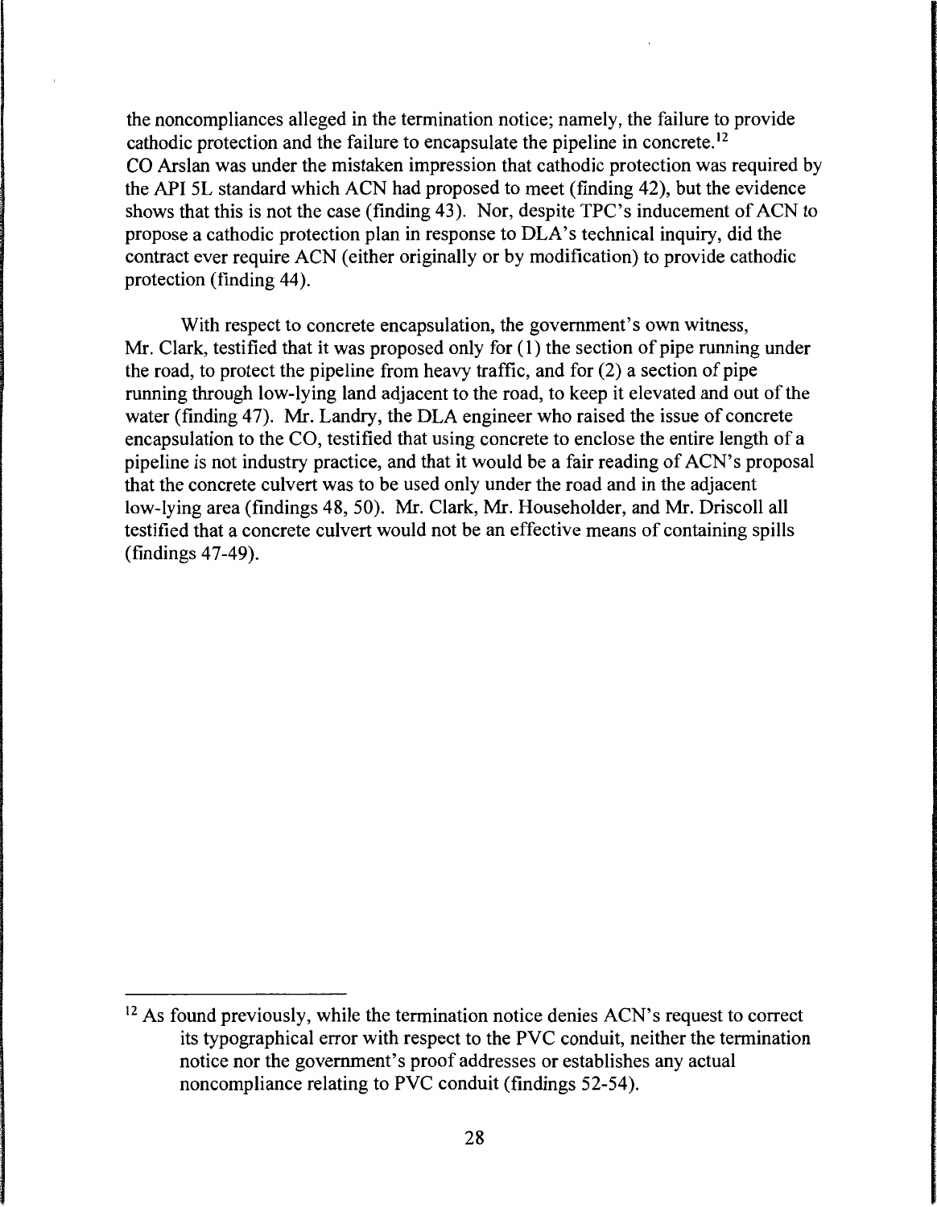the noncompliances alleged in the termination notice; namely, the failure to provide cathodic protection and the failure to encapsulate the pipeline in concrete.[12] CO Arslan was under the mistaken impression that cathodic protection was required by the API 5L standard which ACN had proposed to meet (finding 42), but the evidence shows that this is not the case (finding 43). Nor, despite TPC's inducement of ACN to propose a cathodic protection plan in response to DLA's technical inquiry, did the contract ever require ACN (either originally or by modification) to provide cathodic protection (finding 44).

With respect to concrete encapsulation, the government's own witness, Mr. Clark, testified that it was proposed only for (1) the section of pipe running under the road, to protect the pipeline from heavy traffic, and for (2) a section of pipe running through low-lying land adjacent to the road, to keep it elevated and out of the water (finding 47). Mr. Landry, the DLA engineer who raised the issue of concrete encapsulation to the CO, testified that using concrete to enclose the entire length of a pipeline is not industry practice, and that it would be a fair reading of ACN's proposal that the concrete culvert was to be used only under the road and in the adjacent low-lying area (findings 48, 50). Mr. Clark, Mr. Householder, and Mr. Driscoll all testified that a concrete culvert would not be an effective means of containing spills (findings 47-49).

---

[12] As found previously, while the termination notice denies ACN's request to correct its typographical error with respect to the PVC conduit, neither the termination notice nor the government's proof addresses or establishes any actual noncompliance relating to PVC conduit (findings 52-54).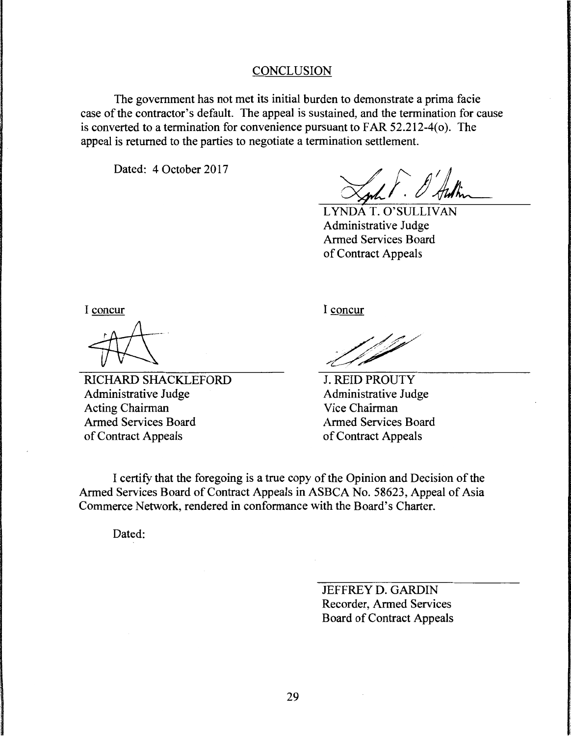## CONCLUSION

The government has not met its initial burden to demonstrate a prima facie case of the contractor's default. The appeal is sustained, and the termination for cause is converted to a termination for convenience pursuant to FAR 52.212-4(o). The appeal is returned to the parties to negotiate a termination settlement.

Dated: 4 October 2017

LYNDA T. O'SULLIVAN
Administrative Judge
Armed Services Board
of Contract Appeals

I concur

RICHARD SHACKLEFORD
Administrative Judge
Acting Chairman
Armed Services Board
of Contract Appeals

I concur

J. REID PROUTY
Administrative Judge
Vice Chairman
Armed Services Board
of Contract Appeals

I certify that the foregoing is a true copy of the Opinion and Decision of the Armed Services Board of Contract Appeals in ASBCA No. 58623, Appeal of Asia Commerce Network, rendered in conformance with the Board's Charter.

Dated:

JEFFREY D. GARDIN
Recorder, Armed Services
Board of Contract Appeals